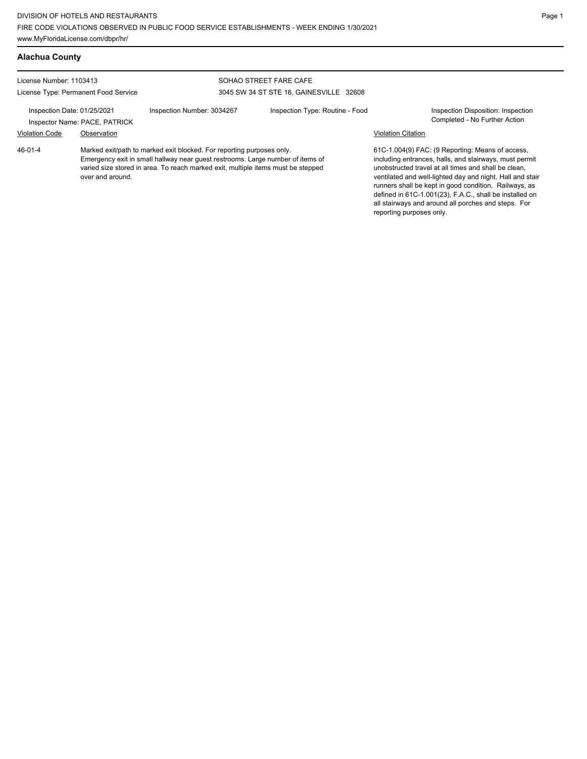DIVISION OF HOTELS AND RESTAURANTS
FIRE CODE VIOLATIONS OBSERVED IN PUBLIC FOOD SERVICE ESTABLISHMENTS - WEEK ENDING 1/30/2021
www.MyFloridaLicense.com/dbpr/hr/

## Alachua County

License Number: 1103413
License Type: Permanent Food Service

SOHAO STREET FARE CAFE
3045 SW 34 ST STE 16, GAINESVILLE 32608

Inspection Date: 01/25/2021
Inspector Name: PACE, PATRICK
Inspection Number: 3034267
Inspection Type: Routine - Food
Inspection Disposition: Inspection Completed - No Further Action

| Violation Code | Observation | Violation Citation |
|---|---|---|
| 46-01-4 | Marked exit/path to marked exit blocked. For reporting purposes only. Emergency exit in small hallway near guest restrooms. Large number of items of varied size stored in area. To reach marked exit, multiple items must be stepped over and around. | 61C-1.004(9) FAC: (9 Reporting: Means of access, including entrances, halls, and stairways, must permit unobstructed travel at all times and shall be clean, ventilated and well-lighted day and night. Hall and stair runners shall be kept in good condition. Railways, as defined in 61C-1.001(23), F.A.C., shall be installed on all stairways and around all porches and steps. For reporting purposes only. |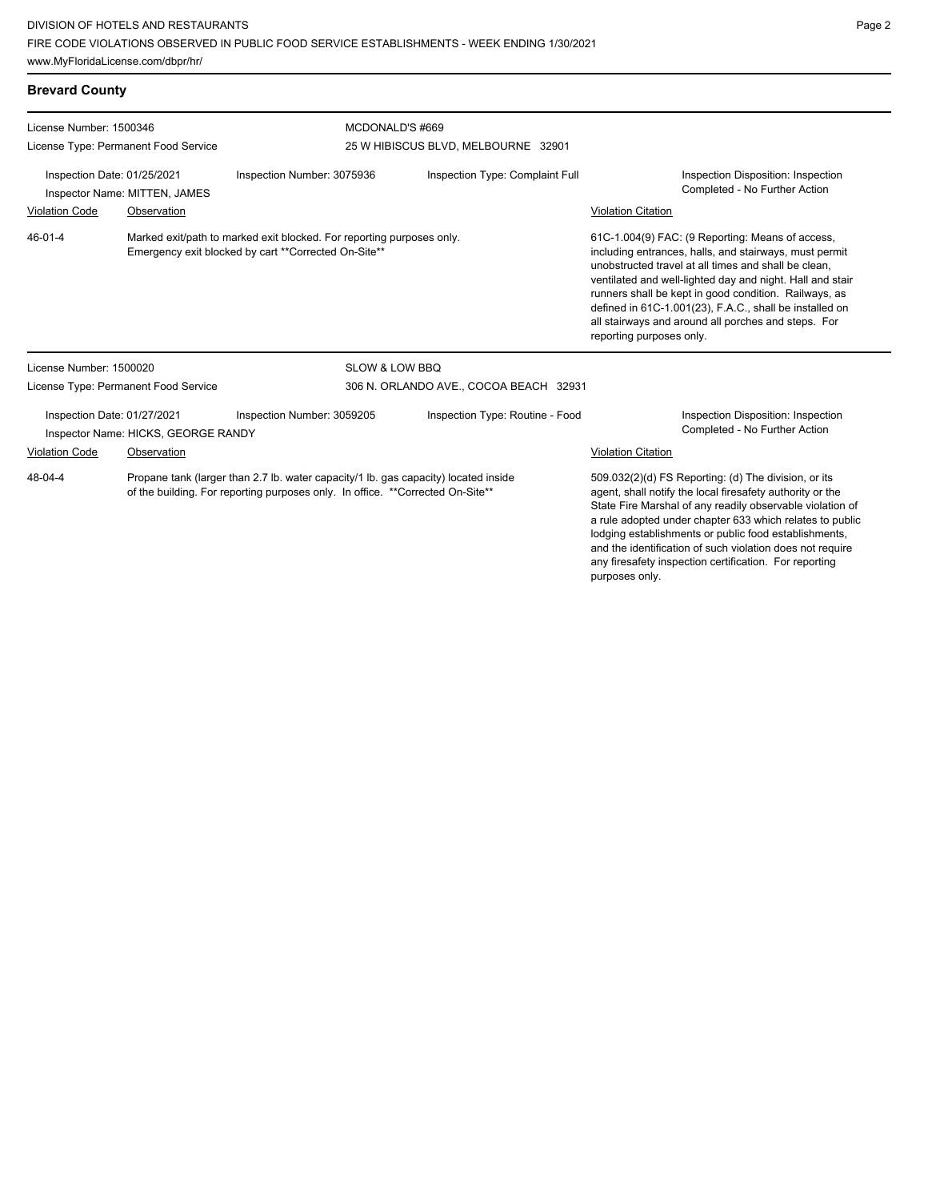## Brevard County

**License Number:** 1500346
**License Type:** Permanent Food Service

**MCDONALD'S #669**
25 W HIBISCUS BLVD, MELBOURNE 32901

**Inspection Date:** 01/25/2021
**Inspector Name:** MITTEN, JAMES
**Inspection Number:** 3075936
**Inspection Type:** Complaint Full
**Inspection Disposition:** Inspection Completed - No Further Action

| Violation Code | Observation | Violation Citation |
|---|---|---|
| 46-01-4 | Marked exit/path to marked exit blocked. For reporting purposes only. Emergency exit blocked by cart **Corrected On-Site** | 61C-1.004(9) FAC: (9 Reporting: Means of access, including entrances, halls, and stairways, must permit unobstructed travel at all times and shall be clean, ventilated and well-lighted day and night. Hall and stair runners shall be kept in good condition. Railways, as defined in 61C-1.001(23), F.A.C., shall be installed on all stairways and around all porches and steps. For reporting purposes only. |

**License Number:** 1500020
**License Type:** Permanent Food Service

**SLOW & LOW BBQ**
306 N. ORLANDO AVE., COCOA BEACH 32931

**Inspection Date:** 01/27/2021
**Inspector Name:** HICKS, GEORGE RANDY
**Inspection Number:** 3059205
**Inspection Type:** Routine - Food
**Inspection Disposition:** Inspection Completed - No Further Action

| Violation Code | Observation | Violation Citation |
|---|---|---|
| 48-04-4 | Propane tank (larger than 2.7 lb. water capacity/1 lb. gas capacity) located inside of the building. For reporting purposes only. In office. **Corrected On-Site** | 509.032(2)(d) FS Reporting: (d) The division, or its agent, shall notify the local firesafety authority or the State Fire Marshal of any readily observable violation of a rule adopted under chapter 633 which relates to public lodging establishments or public food establishments, and the identification of such violation does not require any firesafety inspection certification. For reporting purposes only. |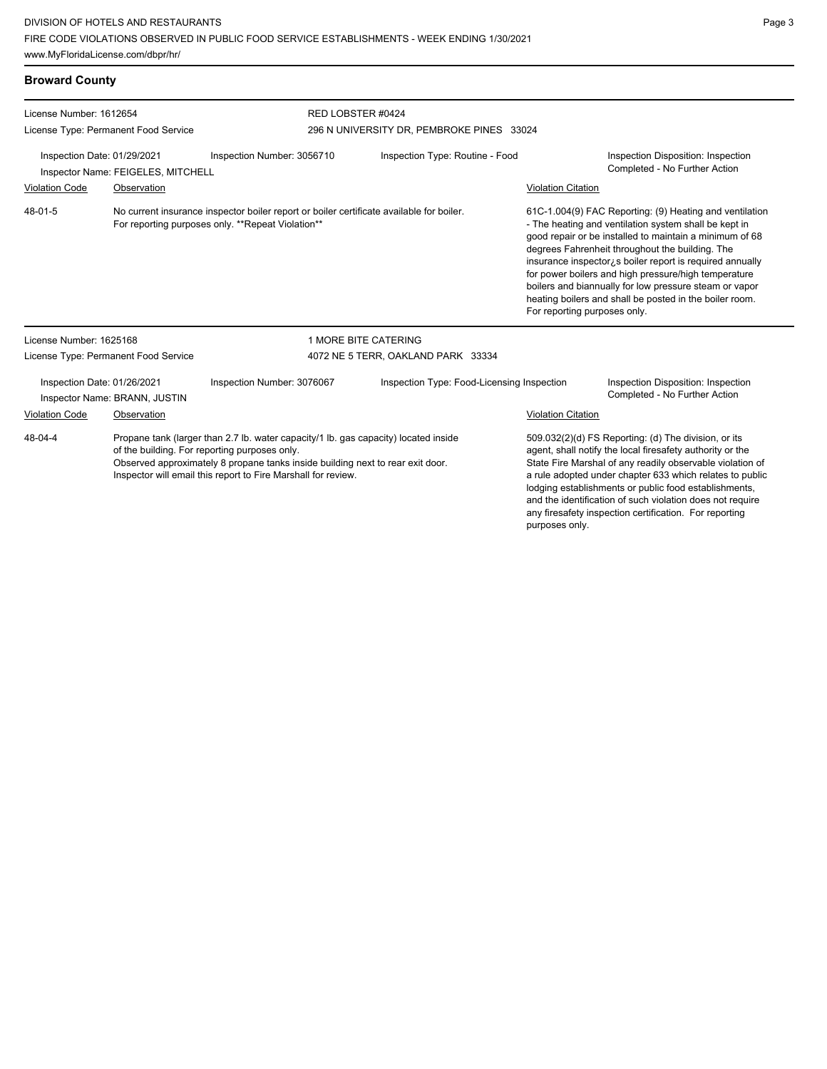## Broward County

License Number: 1612654
License Type: Permanent Food Service

RED LOBSTER #0424
296 N UNIVERSITY DR, PEMBROKE PINES 33024

Inspection Date: 01/29/2021
Inspector Name: FEIGELES, MITCHELL
Inspection Number: 3056710
Inspection Type: Routine - Food
Inspection Disposition: Inspection Completed - No Further Action

| Violation Code | Observation | Violation Citation |
| --- | --- | --- |
| 48-01-5 | No current insurance inspector boiler report or boiler certificate available for boiler. For reporting purposes only. **Repeat Violation** | 61C-1.004(9) FAC Reporting: (9) Heating and ventilation - The heating and ventilation system shall be kept in good repair or be installed to maintain a minimum of 68 degrees Fahrenheit throughout the building. The insurance inspector¿s boiler report is required annually for power boilers and high pressure/high temperature boilers and biannually for low pressure steam or vapor heating boilers and shall be posted in the boiler room. For reporting purposes only. |

License Number: 1625168
License Type: Permanent Food Service

1 MORE BITE CATERING
4072 NE 5 TERR, OAKLAND PARK 33334

Inspection Date: 01/26/2021
Inspector Name: BRANN, JUSTIN
Inspection Number: 3076067
Inspection Type: Food-Licensing Inspection
Inspection Disposition: Inspection Completed - No Further Action

| Violation Code | Observation | Violation Citation |
| --- | --- | --- |
| 48-04-4 | Propane tank (larger than 2.7 lb. water capacity/1 lb. gas capacity) located inside of the building. For reporting purposes only. Observed approximately 8 propane tanks inside building next to rear exit door. Inspector will email this report to Fire Marshall for review. | 509.032(2)(d) FS Reporting: (d) The division, or its agent, shall notify the local firesafety authority or the State Fire Marshal of any readily observable violation of a rule adopted under chapter 633 which relates to public lodging establishments or public food establishments, and the identification of such violation does not require any firesafety inspection certification. For reporting purposes only. |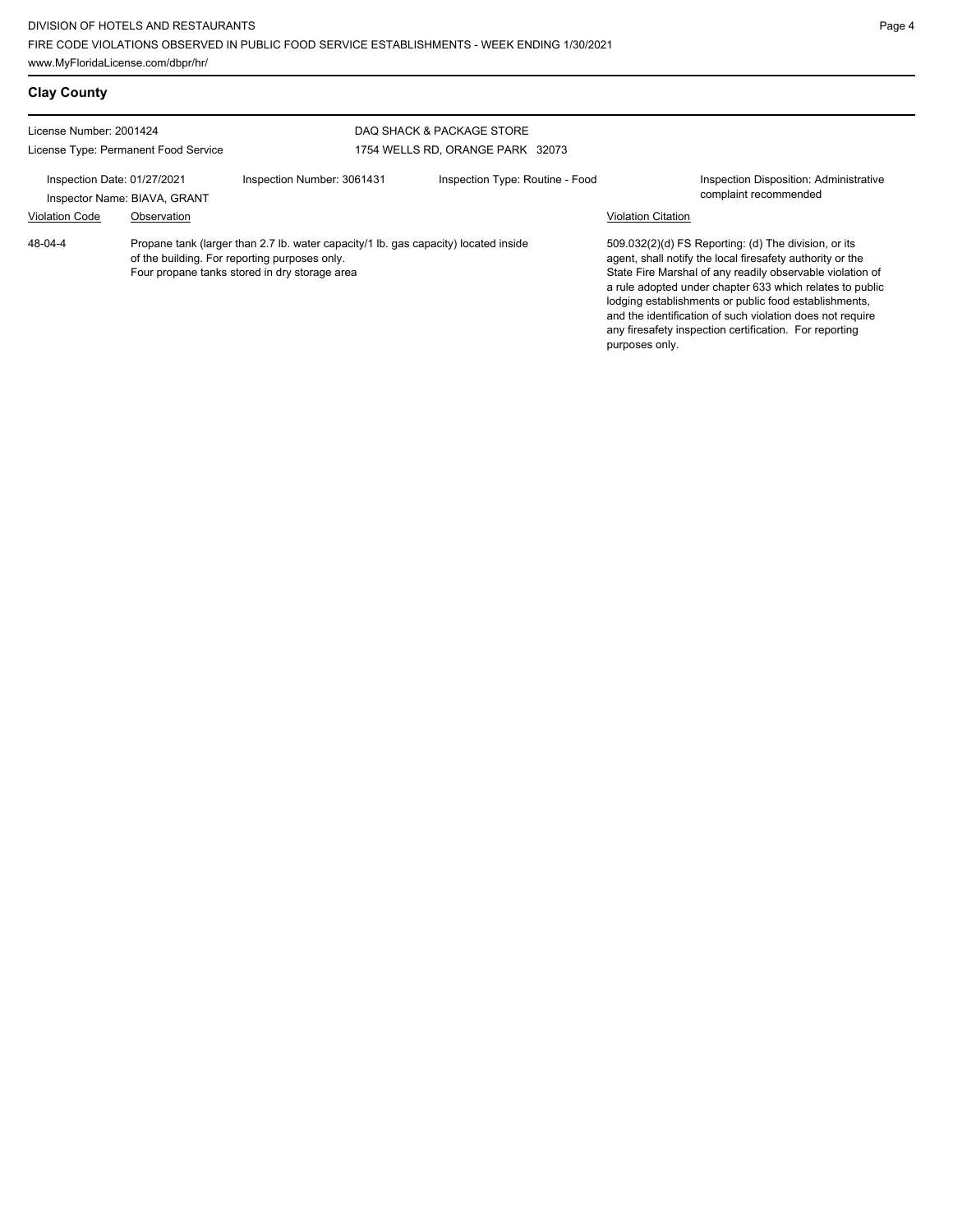## Clay County

License Number: 2001424
License Type: Permanent Food Service

DAQ SHACK & PACKAGE STORE
1754 WELLS RD, ORANGE PARK 32073

Inspection Date: 01/27/2021
Inspector Name: BIAVA, GRANT

Inspection Number: 3061431

Inspection Type: Routine - Food

Inspection Disposition: Administrative complaint recommended

| Violation Code | Observation | Violation Citation |
|---|---|---|
| 48-04-4 | Propane tank (larger than 2.7 lb. water capacity/1 lb. gas capacity) located inside of the building. For reporting purposes only. Four propane tanks stored in dry storage area | 509.032(2)(d) FS Reporting: (d) The division, or its agent, shall notify the local firesafety authority or the State Fire Marshal of any readily observable violation of a rule adopted under chapter 633 which relates to public lodging establishments or public food establishments, and the identification of such violation does not require any firesafety inspection certification. For reporting purposes only. |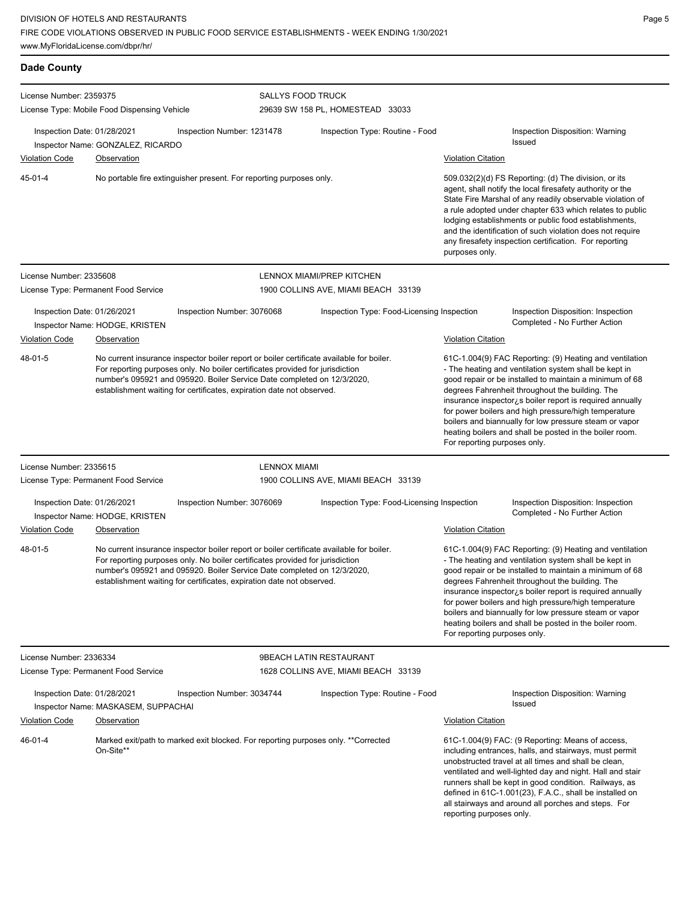## Dade County

**License Number:** 2359375
**License Type:** Mobile Food Dispensing Vehicle

**SALLYS FOOD TRUCK**
29639 SW 158 PL, HOMESTEAD 33033

**Inspection Date:** 01/28/2021 | **Inspection Number:** 1231478 | **Inspection Type:** Routine - Food | **Inspection Disposition:** Warning Issued
**Inspector Name:** GONZALEZ, RICARDO

| Violation Code | Observation | Violation Citation |
|---|---|---|
| 45-01-4 | No portable fire extinguisher present. For reporting purposes only. | 509.032(2)(d) FS Reporting: (d) The division, or its agent, shall notify the local firesafety authority or the State Fire Marshal of any readily observable violation of a rule adopted under chapter 633 which relates to public lodging establishments or public food establishments, and the identification of such violation does not require any firesafety inspection certification. For reporting purposes only. |

---

**License Number:** 2335608
**License Type:** Permanent Food Service

**LENNOX MIAMI/PREP KITCHEN**
1900 COLLINS AVE, MIAMI BEACH 33139

**Inspection Date:** 01/26/2021 | **Inspection Number:** 3076068 | **Inspection Type:** Food-Licensing Inspection | **Inspection Disposition:** Inspection Completed - No Further Action
**Inspector Name:** HODGE, KRISTEN

| Violation Code | Observation | Violation Citation |
|---|---|---|
| 48-01-5 | No current insurance inspector boiler report or boiler certificate available for boiler. For reporting purposes only. No boiler certificates provided for jurisdiction number's 095921 and 095920. Boiler Service Date completed on 12/3/2020, establishment waiting for certificates, expiration date not observed. | 61C-1.004(9) FAC Reporting: (9) Heating and ventilation - The heating and ventilation system shall be kept in good repair or be installed to maintain a minimum of 68 degrees Fahrenheit throughout the building. The insurance inspector¿s boiler report is required annually for power boilers and high pressure/high temperature boilers and biannually for low pressure steam or vapor heating boilers and shall be posted in the boiler room. For reporting purposes only. |

---

**License Number:** 2335615
**License Type:** Permanent Food Service

**LENNOX MIAMI**
1900 COLLINS AVE, MIAMI BEACH 33139

**Inspection Date:** 01/26/2021 | **Inspection Number:** 3076069 | **Inspection Type:** Food-Licensing Inspection | **Inspection Disposition:** Inspection Completed - No Further Action
**Inspector Name:** HODGE, KRISTEN

| Violation Code | Observation | Violation Citation |
|---|---|---|
| 48-01-5 | No current insurance inspector boiler report or boiler certificate available for boiler. For reporting purposes only. No boiler certificates provided for jurisdiction number's 095921 and 095920. Boiler Service Date completed on 12/3/2020, establishment waiting for certificates, expiration date not observed. | 61C-1.004(9) FAC Reporting: (9) Heating and ventilation - The heating and ventilation system shall be kept in good repair or be installed to maintain a minimum of 68 degrees Fahrenheit throughout the building. The insurance inspector¿s boiler report is required annually for power boilers and high pressure/high temperature boilers and biannually for low pressure steam or vapor heating boilers and shall be posted in the boiler room. For reporting purposes only. |

---

**License Number:** 2336334
**License Type:** Permanent Food Service

**9BEACH LATIN RESTAURANT**
1628 COLLINS AVE, MIAMI BEACH 33139

**Inspection Date:** 01/28/2021 | **Inspection Number:** 3034744 | **Inspection Type:** Routine - Food | **Inspection Disposition:** Warning Issued
**Inspector Name:** MASKASEM, SUPPACHAI

| Violation Code | Observation | Violation Citation |
|---|---|---|
| 46-01-4 | Marked exit/path to marked exit blocked. For reporting purposes only. **Corrected On-Site** | 61C-1.004(9) FAC: (9 Reporting: Means of access, including entrances, halls, and stairways, must permit unobstructed travel at all times and shall be clean, ventilated and well-lighted day and night. Hall and stair runners shall be kept in good condition. Railways, as defined in 61C-1.001(23), F.A.C., shall be installed on all stairways and around all porches and steps. For reporting purposes only. |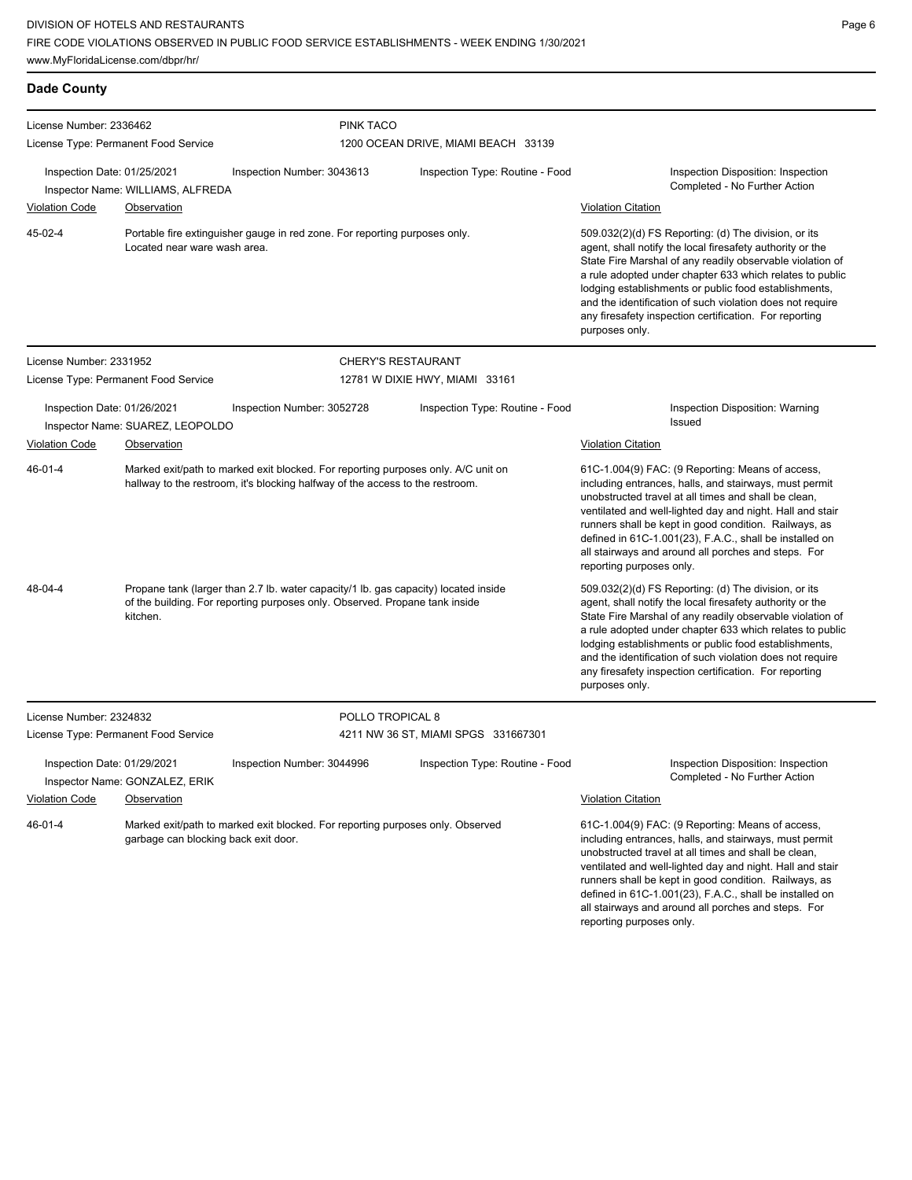## Dade County

**License Number:** 2336462
**License Type:** Permanent Food Service

**PINK TACO**
1200 OCEAN DRIVE, MIAMI BEACH 33139

**Inspection Date:** 01/25/2021 | **Inspection Number:** 3043613 | **Inspection Type:** Routine - Food | **Inspection Disposition:** Inspection Completed - No Further Action

**Inspector Name:** WILLIAMS, ALFREDA

| Violation Code | Observation | Violation Citation |
| --- | --- | --- |
| 45-02-4 | Portable fire extinguisher gauge in red zone. For reporting purposes only. Located near ware wash area. | 509.032(2)(d) FS Reporting: (d) The division, or its agent, shall notify the local firesafety authority or the State Fire Marshal of any readily observable violation of a rule adopted under chapter 633 which relates to public lodging establishments or public food establishments, and the identification of such violation does not require any firesafety inspection certification. For reporting purposes only. |

---

**License Number:** 2331952
**License Type:** Permanent Food Service

**CHERY'S RESTAURANT**
12781 W DIXIE HWY, MIAMI 33161

**Inspection Date:** 01/26/2021 | **Inspection Number:** 3052728 | **Inspection Type:** Routine - Food | **Inspection Disposition:** Warning Issued

**Inspector Name:** SUAREZ, LEOPOLDO

| Violation Code | Observation | Violation Citation |
| --- | --- | --- |
| 46-01-4 | Marked exit/path to marked exit blocked. For reporting purposes only. A/C unit on hallway to the restroom, it's blocking halfway of the access to the restroom. | 61C-1.004(9) FAC: (9 Reporting: Means of access, including entrances, halls, and stairways, must permit unobstructed travel at all times and shall be clean, ventilated and well-lighted day and night. Hall and stair runners shall be kept in good condition. Railways, as defined in 61C-1.001(23), F.A.C., shall be installed on all stairways and around all porches and steps. For reporting purposes only. |
| 48-04-4 | Propane tank (larger than 2.7 lb. water capacity/1 lb. gas capacity) located inside of the building. For reporting purposes only. Observed. Propane tank inside kitchen. | 509.032(2)(d) FS Reporting: (d) The division, or its agent, shall notify the local firesafety authority or the State Fire Marshal of any readily observable violation of a rule adopted under chapter 633 which relates to public lodging establishments or public food establishments, and the identification of such violation does not require any firesafety inspection certification. For reporting purposes only. |

---

**License Number:** 2324832
**License Type:** Permanent Food Service

**POLLO TROPICAL 8**
4211 NW 36 ST, MIAMI SPGS 331667301

**Inspection Date:** 01/29/2021 | **Inspection Number:** 3044996 | **Inspection Type:** Routine - Food | **Inspection Disposition:** Inspection Completed - No Further Action

**Inspector Name:** GONZALEZ, ERIK

| Violation Code | Observation | Violation Citation |
| --- | --- | --- |
| 46-01-4 | Marked exit/path to marked exit blocked. For reporting purposes only. Observed garbage can blocking back exit door. | 61C-1.004(9) FAC: (9 Reporting: Means of access, including entrances, halls, and stairways, must permit unobstructed travel at all times and shall be clean, ventilated and well-lighted day and night. Hall and stair runners shall be kept in good condition. Railways, as defined in 61C-1.001(23), F.A.C., shall be installed on all stairways and around all porches and steps. For reporting purposes only. |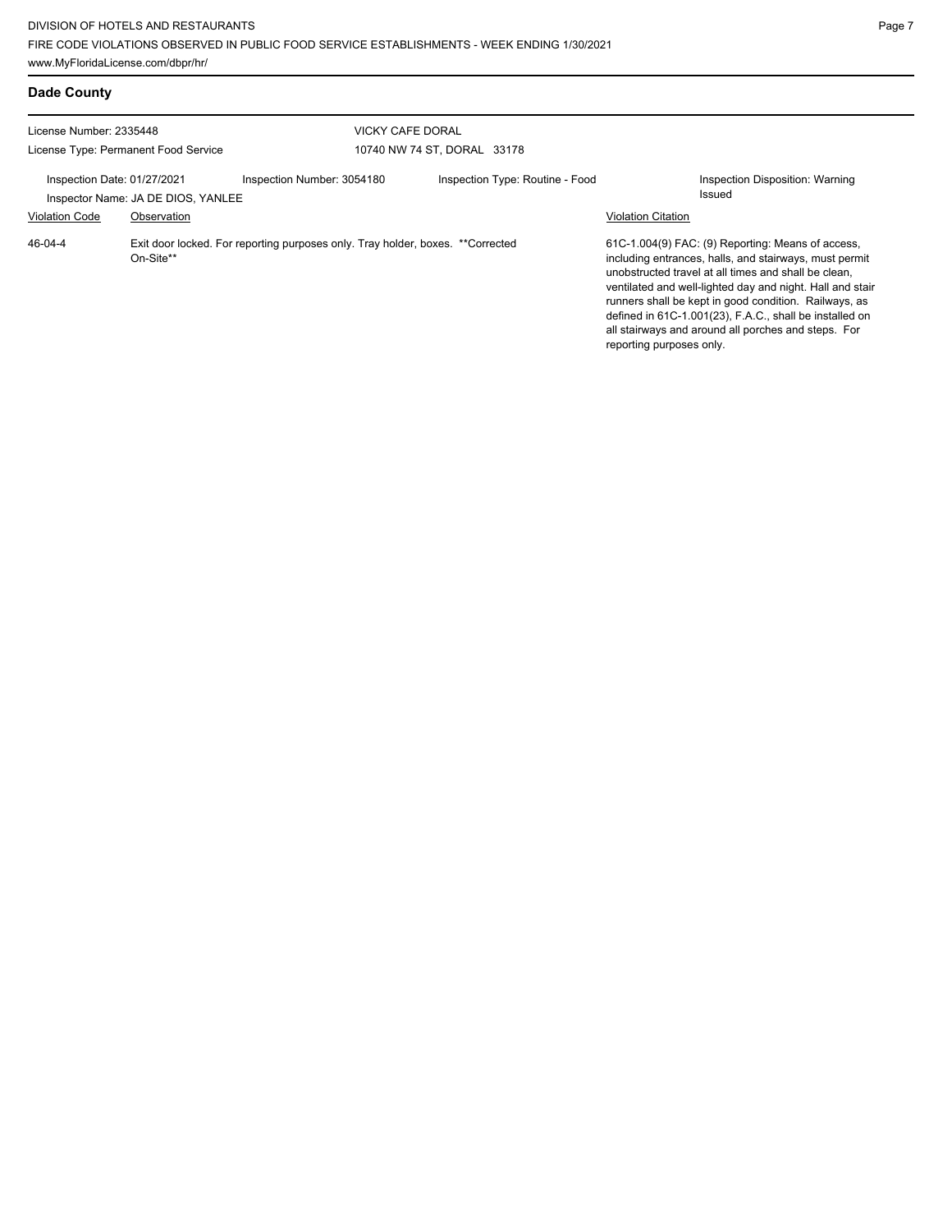## Dade County

License Number: 2335448
License Type: Permanent Food Service

VICKY CAFE DORAL
10740 NW 74 ST, DORAL 33178

Inspection Date: 01/27/2021
Inspection Number: 3054180
Inspection Type: Routine - Food
Inspection Disposition: Warning Issued
Inspector Name: JA DE DIOS, YANLEE

| Violation Code | Observation | Violation Citation |
| --- | --- | --- |
| 46-04-4 | Exit door locked. For reporting purposes only. Tray holder, boxes. **Corrected On-Site** | 61C-1.004(9) FAC: (9) Reporting: Means of access, including entrances, halls, and stairways, must permit unobstructed travel at all times and shall be clean, ventilated and well-lighted day and night. Hall and stair runners shall be kept in good condition. Railways, as defined in 61C-1.001(23), F.A.C., shall be installed on all stairways and around all porches and steps. For reporting purposes only. |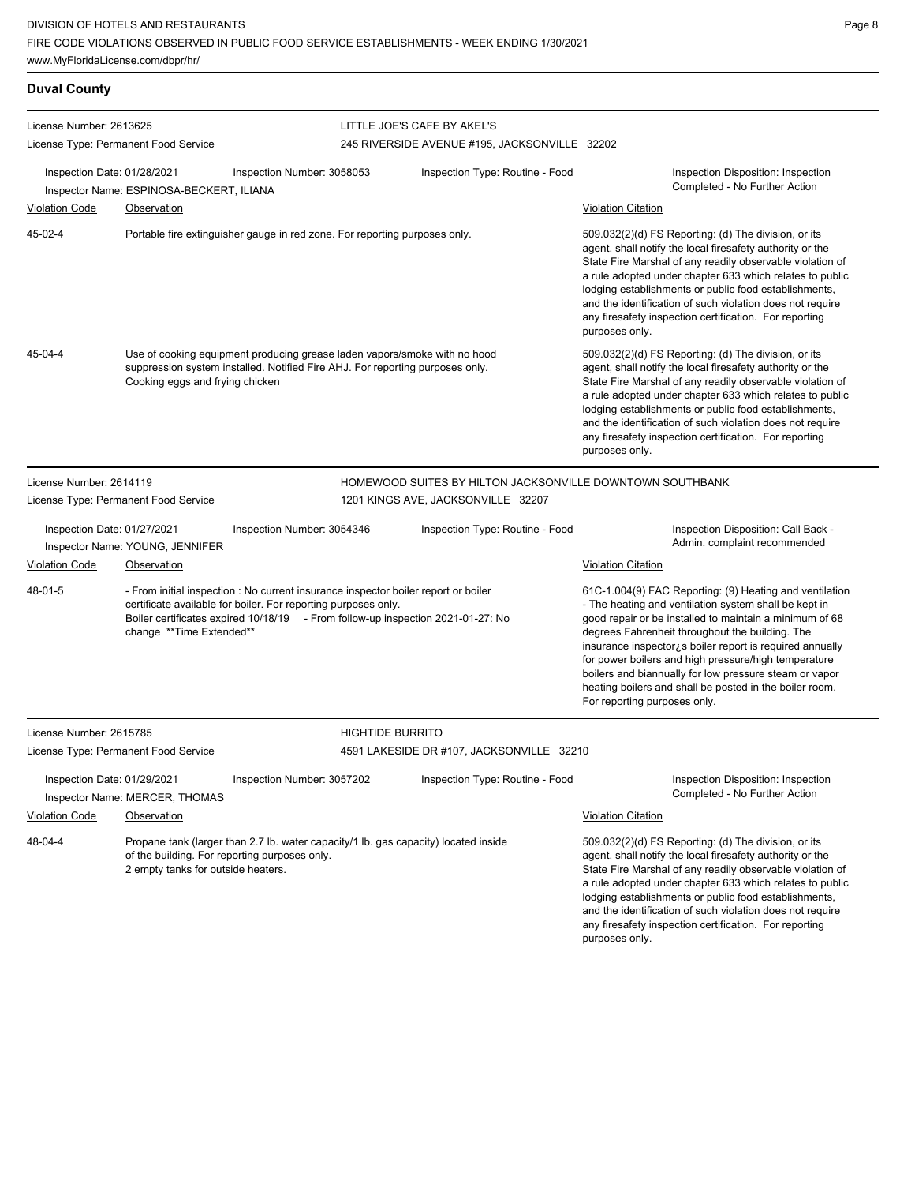## Duval County

**License Number:** 2613625
**License Type:** Permanent Food Service

**LITTLE JOE'S CAFE BY AKEL'S**
245 RIVERSIDE AVENUE #195, JACKSONVILLE 32202

**Inspection Date:** 01/28/2021
**Inspection Number:** 3058053
**Inspection Type:** Routine - Food
**Inspection Disposition:** Inspection Completed - No Further Action
**Inspector Name:** ESPINOSA-BECKERT, ILIANA

| Violation Code | Observation | Violation Citation |
| --- | --- | --- |
| 45-02-4 | Portable fire extinguisher gauge in red zone. For reporting purposes only. | 509.032(2)(d) FS Reporting: (d) The division, or its agent, shall notify the local firesafety authority or the State Fire Marshal of any readily observable violation of a rule adopted under chapter 633 which relates to public lodging establishments or public food establishments, and the identification of such violation does not require any firesafety inspection certification. For reporting purposes only. |
| 45-04-4 | Use of cooking equipment producing grease laden vapors/smoke with no hood suppression system installed. Notified Fire AHJ. For reporting purposes only. Cooking eggs and frying chicken | 509.032(2)(d) FS Reporting: (d) The division, or its agent, shall notify the local firesafety authority or the State Fire Marshal of any readily observable violation of a rule adopted under chapter 633 which relates to public lodging establishments or public food establishments, and the identification of such violation does not require any firesafety inspection certification. For reporting purposes only. |

---

**License Number:** 2614119
**License Type:** Permanent Food Service

**HOMEWOOD SUITES BY HILTON JACKSONVILLE DOWNTOWN SOUTHBANK**
1201 KINGS AVE, JACKSONVILLE 32207

**Inspection Date:** 01/27/2021
**Inspection Number:** 3054346
**Inspection Type:** Routine - Food
**Inspection Disposition:** Call Back - Admin. complaint recommended
**Inspector Name:** YOUNG, JENNIFER

| Violation Code | Observation | Violation Citation |
| --- | --- | --- |
| 48-01-5 | - From initial inspection : No current insurance inspector boiler report or boiler certificate available for boiler. For reporting purposes only. Boiler certificates expired 10/18/19 - From follow-up inspection 2021-01-27: No change **Time Extended** | 61C-1.004(9) FAC Reporting: (9) Heating and ventilation - The heating and ventilation system shall be kept in good repair or be installed to maintain a minimum of 68 degrees Fahrenheit throughout the building. The insurance inspector¿s boiler report is required annually for power boilers and high pressure/high temperature boilers and biannually for low pressure steam or vapor heating boilers and shall be posted in the boiler room. For reporting purposes only. |

---

**License Number:** 2615785
**License Type:** Permanent Food Service

**HIGHTIDE BURRITO**
4591 LAKESIDE DR #107, JACKSONVILLE 32210

**Inspection Date:** 01/29/2021
**Inspection Number:** 3057202
**Inspection Type:** Routine - Food
**Inspection Disposition:** Inspection Completed - No Further Action
**Inspector Name:** MERCER, THOMAS

| Violation Code | Observation | Violation Citation |
| --- | --- | --- |
| 48-04-4 | Propane tank (larger than 2.7 lb. water capacity/1 lb. gas capacity) located inside of the building. For reporting purposes only. 2 empty tanks for outside heaters. | 509.032(2)(d) FS Reporting: (d) The division, or its agent, shall notify the local firesafety authority or the State Fire Marshal of any readily observable violation of a rule adopted under chapter 633 which relates to public lodging establishments or public food establishments, and the identification of such violation does not require any firesafety inspection certification. For reporting purposes only. |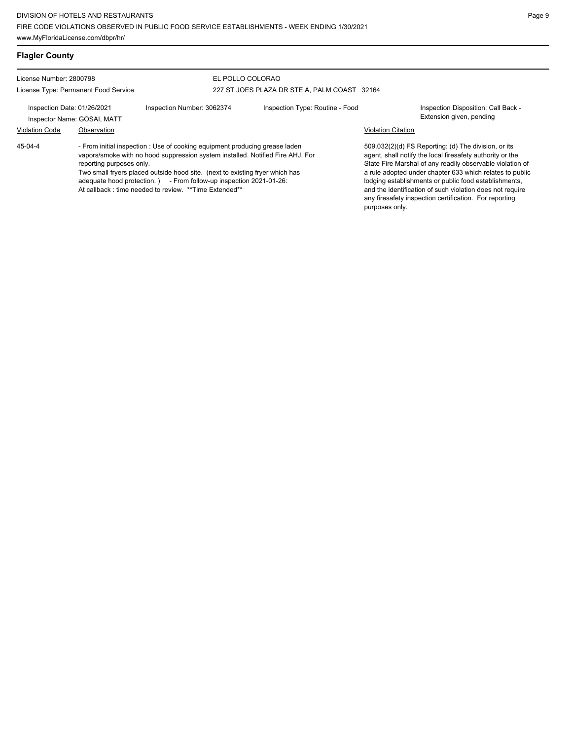## Flagler County

License Number: 2800798

License Type: Permanent Food Service

**EL POLLO COLORAO**

227 ST JOES PLAZA DR STE A, PALM COAST 32164

Inspection Date: 01/26/2021

Inspector Name: GOSAI, MATT

Inspection Number: 3062374

Inspection Type: Routine - Food

Inspection Disposition: Call Back - Extension given, pending

| Violation Code | Observation | Violation Citation |
| --- | --- | --- |
| 45-04-4 | - From initial inspection : Use of cooking equipment producing grease laden vapors/smoke with no hood suppression system installed. Notified Fire AHJ. For reporting purposes only. Two small fryers placed outside hood site. (next to existing fryer which has adequate hood protection. ) - From follow-up inspection 2021-01-26: At callback : time needed to review. **Time Extended** | 509.032(2)(d) FS Reporting: (d) The division, or its agent, shall notify the local firesafety authority or the State Fire Marshal of any readily observable violation of a rule adopted under chapter 633 which relates to public lodging establishments or public food establishments, and the identification of such violation does not require any firesafety inspection certification. For reporting purposes only. |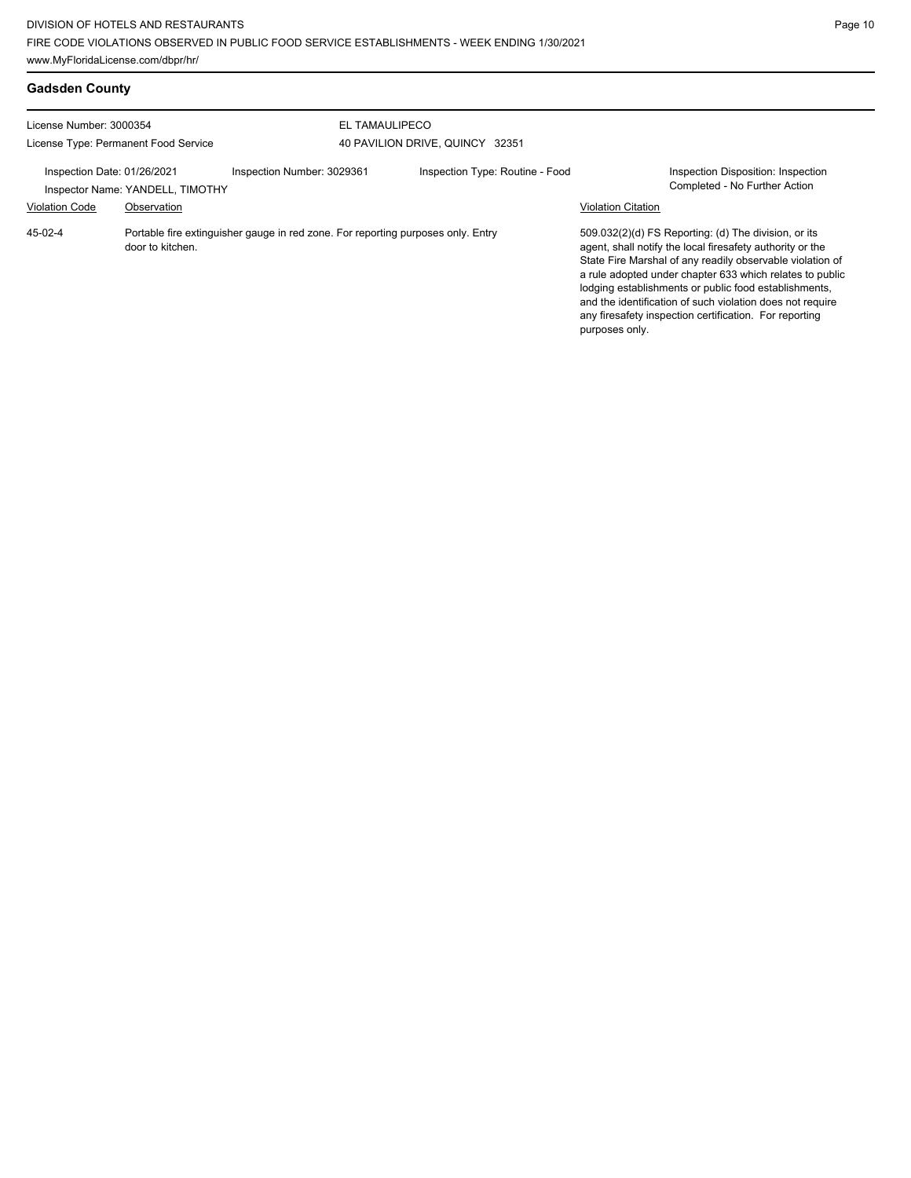## Gadsden County

License Number: 3000354
License Type: Permanent Food Service

EL TAMAULIPECO
40 PAVILION DRIVE, QUINCY 32351

Inspection Date: 01/26/2021
Inspector Name: YANDELL, TIMOTHY
Inspection Number: 3029361
Inspection Type: Routine - Food
Inspection Disposition: Inspection Completed - No Further Action

| Violation Code | Observation | Violation Citation |
|---|---|---|
| 45-02-4 | Portable fire extinguisher gauge in red zone. For reporting purposes only. Entry door to kitchen. | 509.032(2)(d) FS Reporting: (d) The division, or its agent, shall notify the local firesafety authority or the State Fire Marshal of any readily observable violation of a rule adopted under chapter 633 which relates to public lodging establishments or public food establishments, and the identification of such violation does not require any firesafety inspection certification. For reporting purposes only. |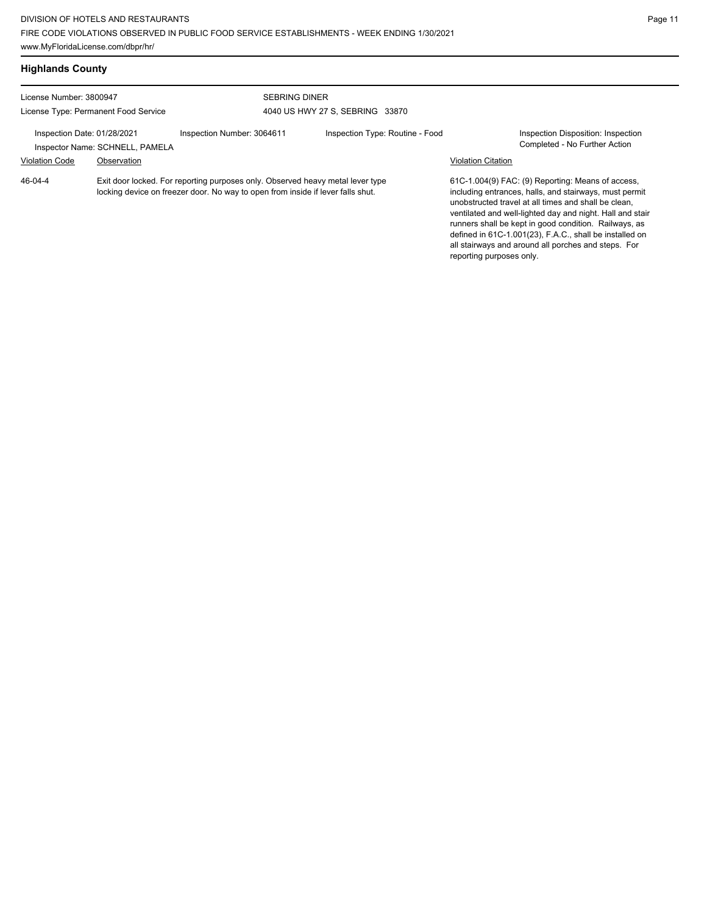## Highlands County

License Number: 3800947

License Type: Permanent Food Service

SEBRING DINER

4040 US HWY 27 S, SEBRING 33870

Inspection Date: 01/28/2021

Inspector Name: SCHNELL, PAMELA

Inspection Number: 3064611

Inspection Type: Routine - Food

Inspection Disposition: Inspection Completed - No Further Action

| Violation Code | Observation | Violation Citation |
| --- | --- | --- |
| 46-04-4 | Exit door locked. For reporting purposes only. Observed heavy metal lever type locking device on freezer door. No way to open from inside if lever falls shut. | 61C-1.004(9) FAC: (9) Reporting: Means of access, including entrances, halls, and stairways, must permit unobstructed travel at all times and shall be clean, ventilated and well-lighted day and night. Hall and stair runners shall be kept in good condition. Railways, as defined in 61C-1.001(23), F.A.C., shall be installed on all stairways and around all porches and steps. For reporting purposes only. |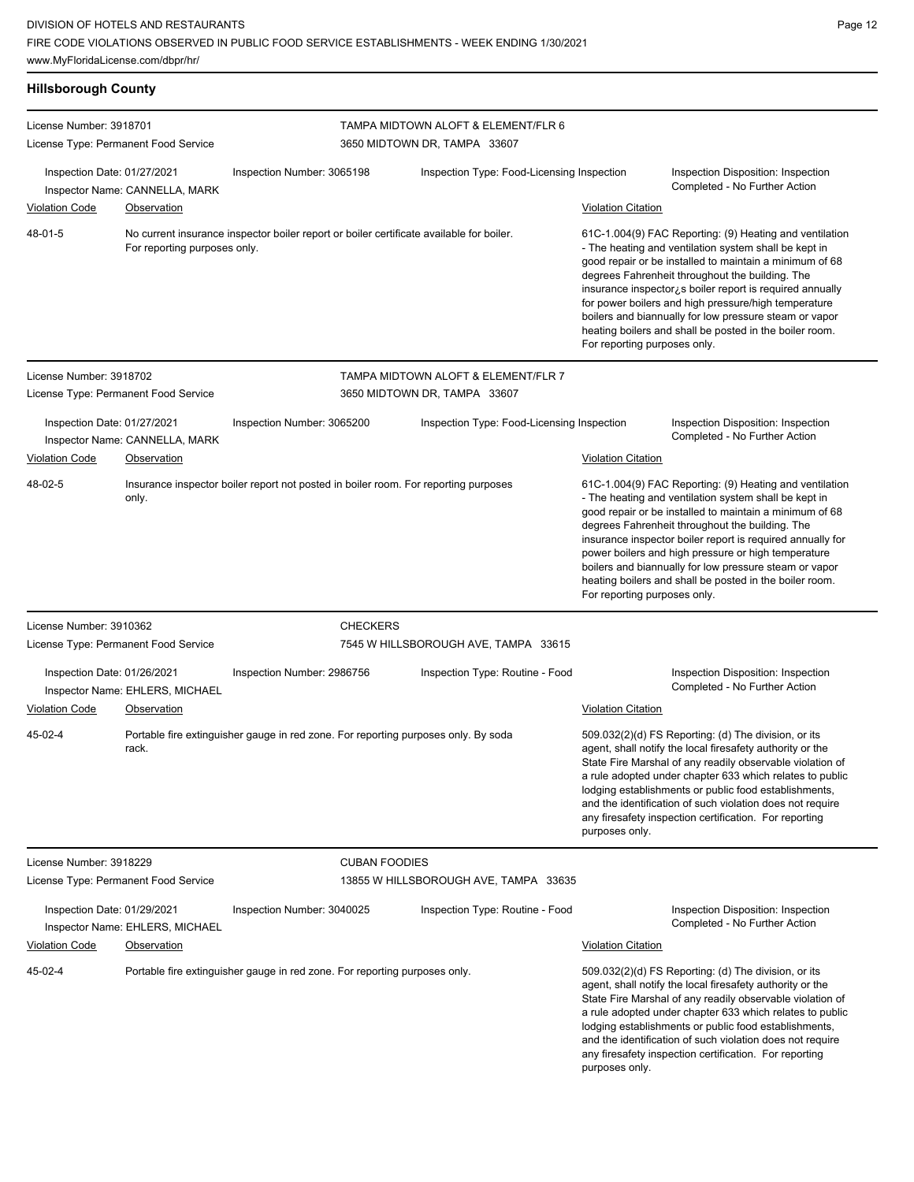## Hillsborough County

**License Number:** 3918701
**License Type:** Permanent Food Service

**TAMPA MIDTOWN ALOFT & ELEMENT/FLR 6**
3650 MIDTOWN DR, TAMPA 33607

**Inspection Date:** 01/27/2021
**Inspector Name:** CANNELLA, MARK
**Inspection Number:** 3065198
**Inspection Type:** Food-Licensing Inspection
**Inspection Disposition:** Inspection Completed - No Further Action

| Violation Code | Observation | Violation Citation |
| --- | --- | --- |
| 48-01-5 | No current insurance inspector boiler report or boiler certificate available for boiler. For reporting purposes only. | 61C-1.004(9) FAC Reporting: (9) Heating and ventilation - The heating and ventilation system shall be kept in good repair or be installed to maintain a minimum of 68 degrees Fahrenheit throughout the building. The insurance inspector¿s boiler report is required annually for power boilers and high pressure/high temperature boilers and biannually for low pressure steam or vapor heating boilers and shall be posted in the boiler room. For reporting purposes only. |

**License Number:** 3918702
**License Type:** Permanent Food Service

**TAMPA MIDTOWN ALOFT & ELEMENT/FLR 7**
3650 MIDTOWN DR, TAMPA 33607

**Inspection Date:** 01/27/2021
**Inspector Name:** CANNELLA, MARK
**Inspection Number:** 3065200
**Inspection Type:** Food-Licensing Inspection
**Inspection Disposition:** Inspection Completed - No Further Action

| Violation Code | Observation | Violation Citation |
| --- | --- | --- |
| 48-02-5 | Insurance inspector boiler report not posted in boiler room. For reporting purposes only. | 61C-1.004(9) FAC Reporting: (9) Heating and ventilation - The heating and ventilation system shall be kept in good repair or be installed to maintain a minimum of 68 degrees Fahrenheit throughout the building. The insurance inspector boiler report is required annually for power boilers and high pressure or high temperature boilers and biannually for low pressure steam or vapor heating boilers and shall be posted in the boiler room. For reporting purposes only. |

**License Number:** 3910362
**License Type:** Permanent Food Service

**CHECKERS**
7545 W HILLSBOROUGH AVE, TAMPA 33615

**Inspection Date:** 01/26/2021
**Inspector Name:** EHLERS, MICHAEL
**Inspection Number:** 2986756
**Inspection Type:** Routine - Food
**Inspection Disposition:** Inspection Completed - No Further Action

| Violation Code | Observation | Violation Citation |
| --- | --- | --- |
| 45-02-4 | Portable fire extinguisher gauge in red zone. For reporting purposes only. By soda rack. | 509.032(2)(d) FS Reporting: (d) The division, or its agent, shall notify the local firesafety authority or the State Fire Marshal of any readily observable violation of a rule adopted under chapter 633 which relates to public lodging establishments or public food establishments, and the identification of such violation does not require any firesafety inspection certification. For reporting purposes only. |

**License Number:** 3918229
**License Type:** Permanent Food Service

**CUBAN FOODIES**
13855 W HILLSBOROUGH AVE, TAMPA 33635

**Inspection Date:** 01/29/2021
**Inspector Name:** EHLERS, MICHAEL
**Inspection Number:** 3040025
**Inspection Type:** Routine - Food
**Inspection Disposition:** Inspection Completed - No Further Action

| Violation Code | Observation | Violation Citation |
| --- | --- | --- |
| 45-02-4 | Portable fire extinguisher gauge in red zone. For reporting purposes only. | 509.032(2)(d) FS Reporting: (d) The division, or its agent, shall notify the local firesafety authority or the State Fire Marshal of any readily observable violation of a rule adopted under chapter 633 which relates to public lodging establishments or public food establishments, and the identification of such violation does not require any firesafety inspection certification. For reporting purposes only. |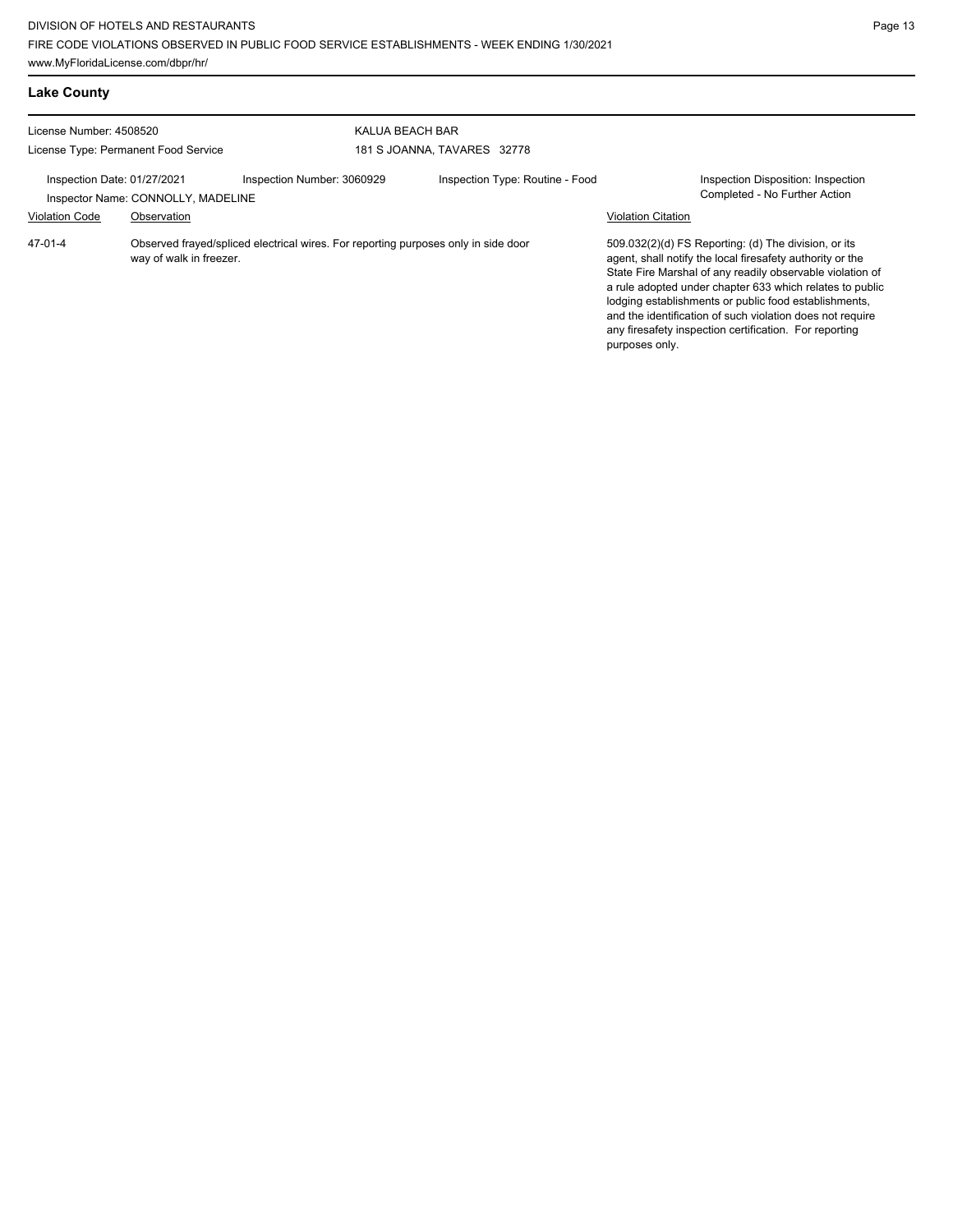## Lake County

License Number: 4508520

License Type: Permanent Food Service

KALUA BEACH BAR

181 S JOANNA, TAVARES 32778

Inspection Date: 01/27/2021

Inspection Number: 3060929

Inspection Type: Routine - Food

Inspection Disposition: Inspection Completed - No Further Action

Inspector Name: CONNOLLY, MADELINE

| Violation Code | Observation | Violation Citation |
| --- | --- | --- |
| 47-01-4 | Observed frayed/spliced electrical wires. For reporting purposes only in side door way of walk in freezer. | 509.032(2)(d) FS Reporting: (d) The division, or its agent, shall notify the local firesafety authority or the State Fire Marshal of any readily observable violation of a rule adopted under chapter 633 which relates to public lodging establishments or public food establishments, and the identification of such violation does not require any firesafety inspection certification. For reporting purposes only. |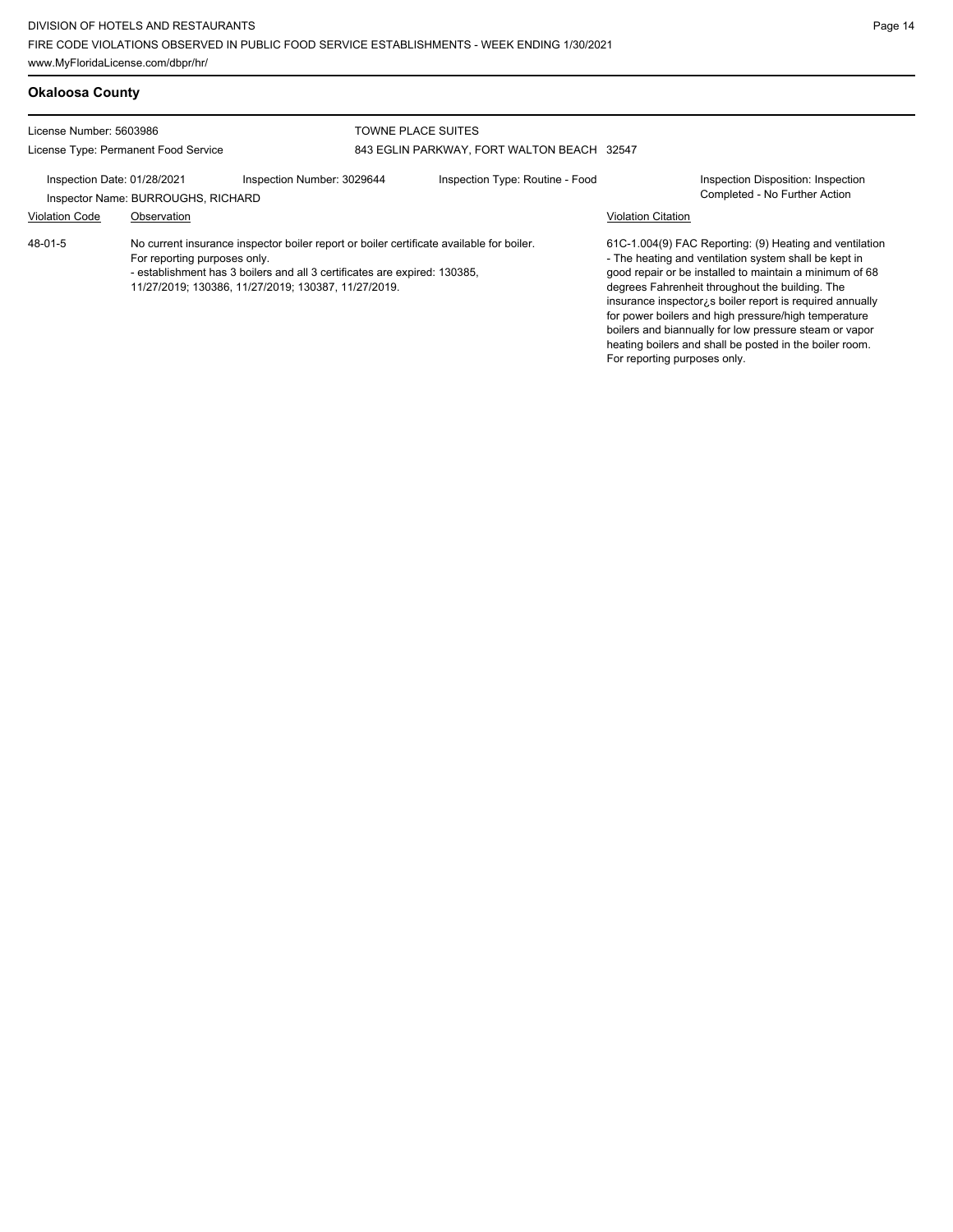## Okaloosa County

License Number: 5603986
License Type: Permanent Food Service

TOWNE PLACE SUITES
843 EGLIN PARKWAY, FORT WALTON BEACH 32547

Inspection Date: 01/28/2021
Inspector Name: BURROUGHS, RICHARD
Inspection Number: 3029644
Inspection Type: Routine - Food
Inspection Disposition: Inspection Completed - No Further Action

| Violation Code | Observation | Violation Citation |
| --- | --- | --- |
| 48-01-5 | No current insurance inspector boiler report or boiler certificate available for boiler. For reporting purposes only. - establishment has 3 boilers and all 3 certificates are expired: 130385, 11/27/2019; 130386, 11/27/2019; 130387, 11/27/2019. | 61C-1.004(9) FAC Reporting: (9) Heating and ventilation - The heating and ventilation system shall be kept in good repair or be installed to maintain a minimum of 68 degrees Fahrenheit throughout the building. The insurance inspector¿s boiler report is required annually for power boilers and high pressure/high temperature boilers and biannually for low pressure steam or vapor heating boilers and shall be posted in the boiler room. For reporting purposes only. |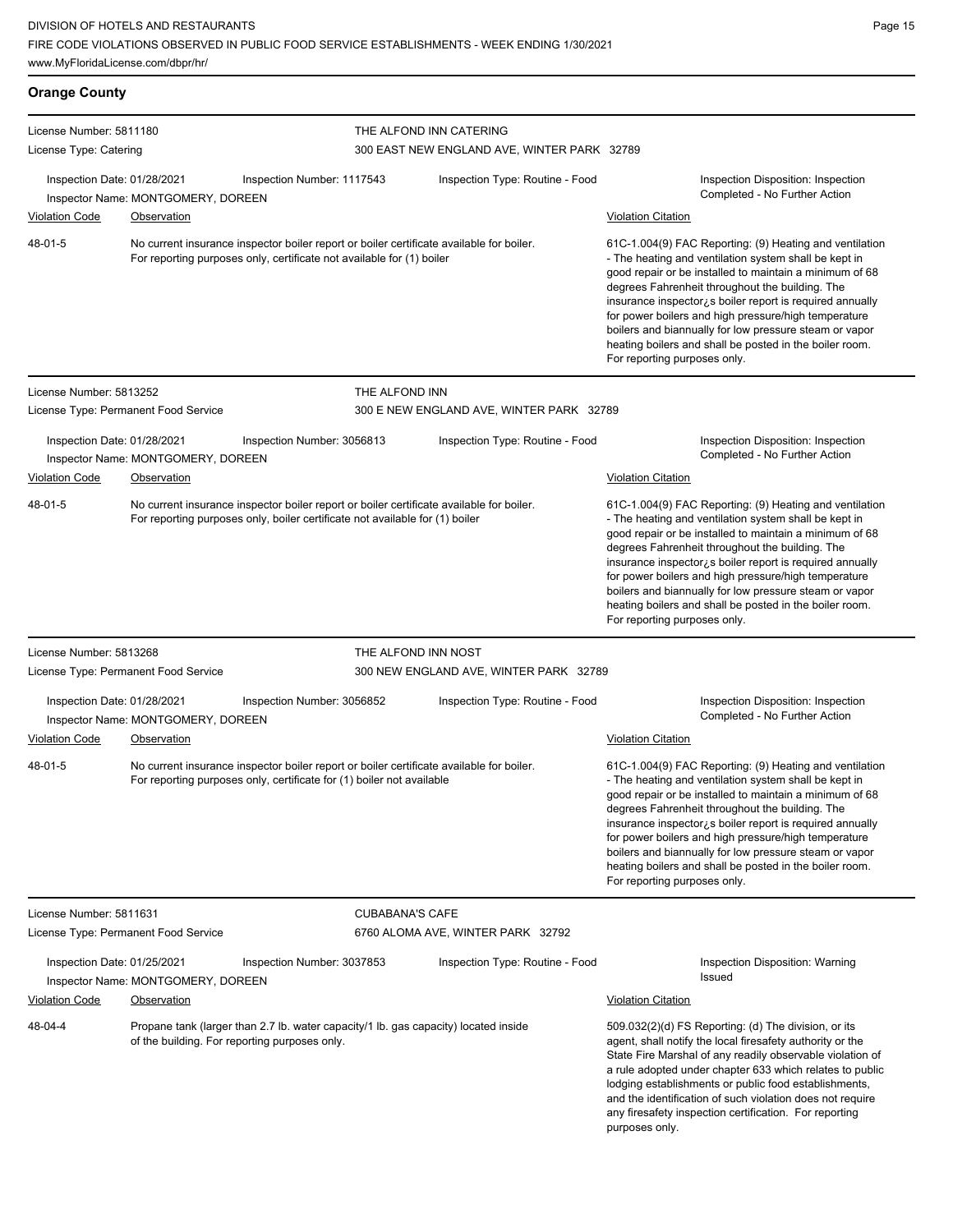## Orange County

**License Number:** 5811180
**License Type:** Catering

**THE ALFOND INN CATERING**
300 EAST NEW ENGLAND AVE, WINTER PARK 32789

**Inspection Date:** 01/28/2021
**Inspection Number:** 1117543
**Inspection Type:** Routine - Food
**Inspector Name:** MONTGOMERY, DOREEN
**Inspection Disposition:** Inspection Completed - No Further Action

| Violation Code | Observation | Violation Citation |
| --- | --- | --- |
| 48-01-5 | No current insurance inspector boiler report or boiler certificate available for boiler. For reporting purposes only, certificate not available for (1) boiler | 61C-1.004(9) FAC Reporting: (9) Heating and ventilation - The heating and ventilation system shall be kept in good repair or be installed to maintain a minimum of 68 degrees Fahrenheit throughout the building. The insurance inspector¿s boiler report is required annually for power boilers and high pressure/high temperature boilers and biannually for low pressure steam or vapor heating boilers and shall be posted in the boiler room. For reporting purposes only. |

---

**License Number:** 5813252
**License Type:** Permanent Food Service

**THE ALFOND INN**
300 E NEW ENGLAND AVE, WINTER PARK 32789

**Inspection Date:** 01/28/2021
**Inspection Number:** 3056813
**Inspection Type:** Routine - Food
**Inspector Name:** MONTGOMERY, DOREEN
**Inspection Disposition:** Inspection Completed - No Further Action

| Violation Code | Observation | Violation Citation |
| --- | --- | --- |
| 48-01-5 | No current insurance inspector boiler report or boiler certificate available for boiler. For reporting purposes only, boiler certificate not available for (1) boiler | 61C-1.004(9) FAC Reporting: (9) Heating and ventilation - The heating and ventilation system shall be kept in good repair or be installed to maintain a minimum of 68 degrees Fahrenheit throughout the building. The insurance inspector¿s boiler report is required annually for power boilers and high pressure/high temperature boilers and biannually for low pressure steam or vapor heating boilers and shall be posted in the boiler room. For reporting purposes only. |

---

**License Number:** 5813268
**License Type:** Permanent Food Service

**THE ALFOND INN NOST**
300 NEW ENGLAND AVE, WINTER PARK 32789

**Inspection Date:** 01/28/2021
**Inspection Number:** 3056852
**Inspection Type:** Routine - Food
**Inspector Name:** MONTGOMERY, DOREEN
**Inspection Disposition:** Inspection Completed - No Further Action

| Violation Code | Observation | Violation Citation |
| --- | --- | --- |
| 48-01-5 | No current insurance inspector boiler report or boiler certificate available for boiler. For reporting purposes only, certificate for (1) boiler not available | 61C-1.004(9) FAC Reporting: (9) Heating and ventilation - The heating and ventilation system shall be kept in good repair or be installed to maintain a minimum of 68 degrees Fahrenheit throughout the building. The insurance inspector¿s boiler report is required annually for power boilers and high pressure/high temperature boilers and biannually for low pressure steam or vapor heating boilers and shall be posted in the boiler room. For reporting purposes only. |

---

**License Number:** 5811631
**License Type:** Permanent Food Service

**CUBABANA'S CAFE**
6760 ALOMA AVE, WINTER PARK 32792

**Inspection Date:** 01/25/2021
**Inspection Number:** 3037853
**Inspection Type:** Routine - Food
**Inspector Name:** MONTGOMERY, DOREEN
**Inspection Disposition:** Warning Issued

| Violation Code | Observation | Violation Citation |
| --- | --- | --- |
| 48-04-4 | Propane tank (larger than 2.7 lb. water capacity/1 lb. gas capacity) located inside of the building. For reporting purposes only. | 509.032(2)(d) FS Reporting: (d) The division, or its agent, shall notify the local firesafety authority or the State Fire Marshal of any readily observable violation of a rule adopted under chapter 633 which relates to public lodging establishments or public food establishments, and the identification of such violation does not require any firesafety inspection certification. For reporting purposes only. |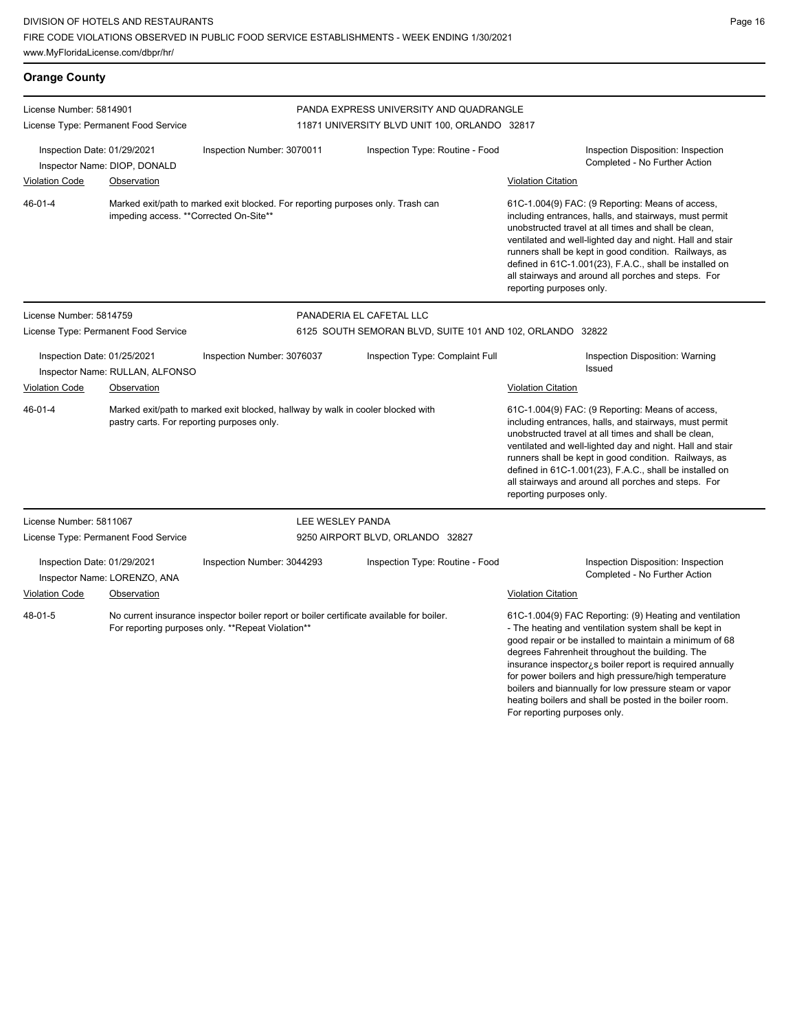## Orange County

**License Number:** 5814901
**License Type:** Permanent Food Service

**PANDA EXPRESS UNIVERSITY AND QUADRANGLE**
11871 UNIVERSITY BLVD UNIT 100, ORLANDO 32817

**Inspection Date:** 01/29/2021
**Inspector Name:** DIOP, DONALD
**Inspection Number:** 3070011
**Inspection Type:** Routine - Food
**Inspection Disposition:** Inspection Completed - No Further Action

| Violation Code | Observation | Violation Citation |
|---|---|---|
| 46-01-4 | Marked exit/path to marked exit blocked. For reporting purposes only. Trash can impeding access. **Corrected On-Site** | 61C-1.004(9) FAC: (9 Reporting: Means of access, including entrances, halls, and stairways, must permit unobstructed travel at all times and shall be clean, ventilated and well-lighted day and night. Hall and stair runners shall be kept in good condition. Railways, as defined in 61C-1.001(23), F.A.C., shall be installed on all stairways and around all porches and steps. For reporting purposes only. |

---

**License Number:** 5814759
**License Type:** Permanent Food Service

**PANADERIA EL CAFETAL LLC**
6125 SOUTH SEMORAN BLVD, SUITE 101 AND 102, ORLANDO 32822

**Inspection Date:** 01/25/2021
**Inspector Name:** RULLAN, ALFONSO
**Inspection Number:** 3076037
**Inspection Type:** Complaint Full
**Inspection Disposition:** Warning Issued

| Violation Code | Observation | Violation Citation |
|---|---|---|
| 46-01-4 | Marked exit/path to marked exit blocked, hallway by walk in cooler blocked with pastry carts. For reporting purposes only. | 61C-1.004(9) FAC: (9 Reporting: Means of access, including entrances, halls, and stairways, must permit unobstructed travel at all times and shall be clean, ventilated and well-lighted day and night. Hall and stair runners shall be kept in good condition. Railways, as defined in 61C-1.001(23), F.A.C., shall be installed on all stairways and around all porches and steps. For reporting purposes only. |

---

**License Number:** 5811067
**License Type:** Permanent Food Service

**LEE WESLEY PANDA**
9250 AIRPORT BLVD, ORLANDO 32827

**Inspection Date:** 01/29/2021
**Inspector Name:** LORENZO, ANA
**Inspection Number:** 3044293
**Inspection Type:** Routine - Food
**Inspection Disposition:** Inspection Completed - No Further Action

| Violation Code | Observation | Violation Citation |
|---|---|---|
| 48-01-5 | No current insurance inspector boiler report or boiler certificate available for boiler. For reporting purposes only. **Repeat Violation** | 61C-1.004(9) FAC Reporting: (9) Heating and ventilation - The heating and ventilation system shall be kept in good repair or be installed to maintain a minimum of 68 degrees Fahrenheit throughout the building. The insurance inspector¿s boiler report is required annually for power boilers and high pressure/high temperature boilers and biannually for low pressure steam or vapor heating boilers and shall be posted in the boiler room. For reporting purposes only. |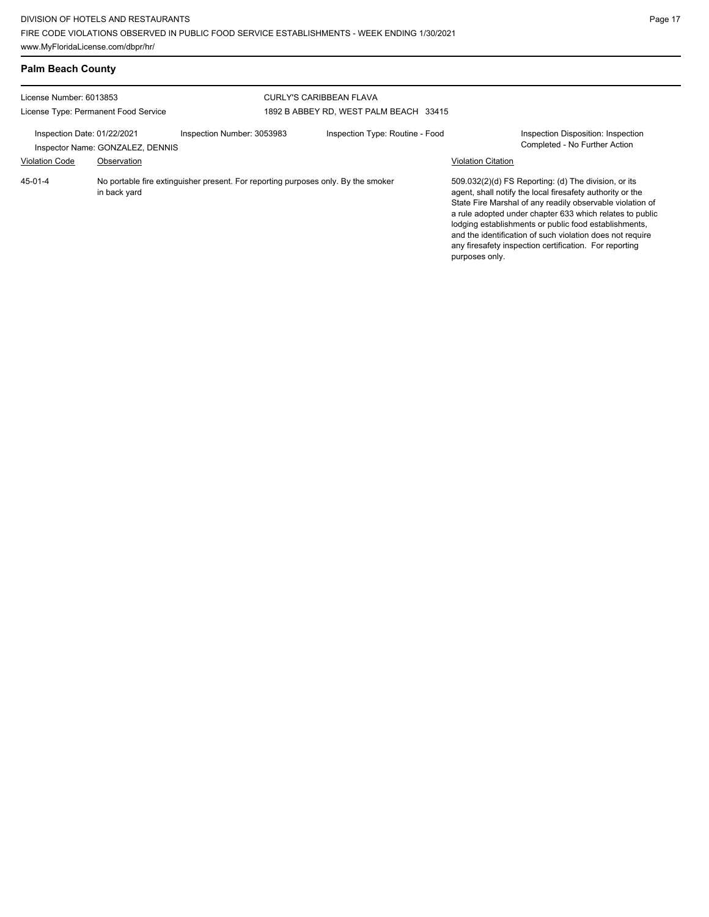## Palm Beach County

License Number: 6013853
License Type: Permanent Food Service

CURLY'S CARIBBEAN FLAVA
1892 B ABBEY RD, WEST PALM BEACH 33415

Inspection Date: 01/22/2021
Inspector Name: GONZALEZ, DENNIS
Inspection Number: 3053983
Inspection Type: Routine - Food
Inspection Disposition: Inspection Completed - No Further Action

| Violation Code | Observation | Violation Citation |
|---|---|---|
| 45-01-4 | No portable fire extinguisher present. For reporting purposes only. By the smoker in back yard | 509.032(2)(d) FS Reporting: (d) The division, or its agent, shall notify the local firesafety authority or the State Fire Marshal of any readily observable violation of a rule adopted under chapter 633 which relates to public lodging establishments or public food establishments, and the identification of such violation does not require any firesafety inspection certification. For reporting purposes only. |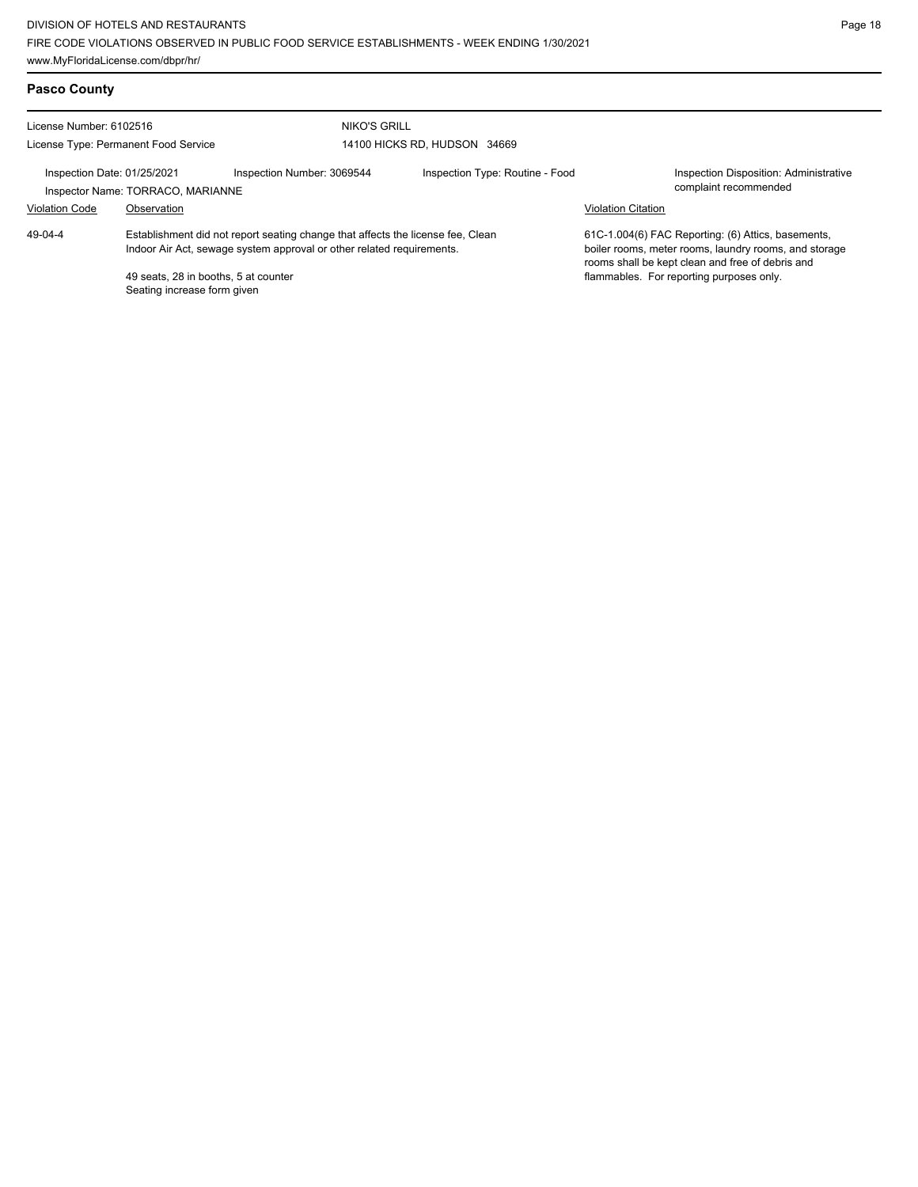## Pasco County

License Number: 6102516

License Type: Permanent Food Service

**NIKO'S GRILL**

14100 HICKS RD, HUDSON 34669

Inspection Date: 01/25/2021

Inspection Number: 3069544

Inspection Type: Routine - Food

Inspection Disposition: Administrative complaint recommended

Inspector Name: TORRACO, MARIANNE

| Violation Code | Observation | Violation Citation |
| --- | --- | --- |
| 49-04-4 | Establishment did not report seating change that affects the license fee, Clean Indoor Air Act, sewage system approval or other related requirements.<br><br>49 seats, 28 in booths, 5 at counter<br>Seating increase form given | 61C-1.004(6) FAC Reporting: (6) Attics, basements, boiler rooms, meter rooms, laundry rooms, and storage rooms shall be kept clean and free of debris and flammables. For reporting purposes only. |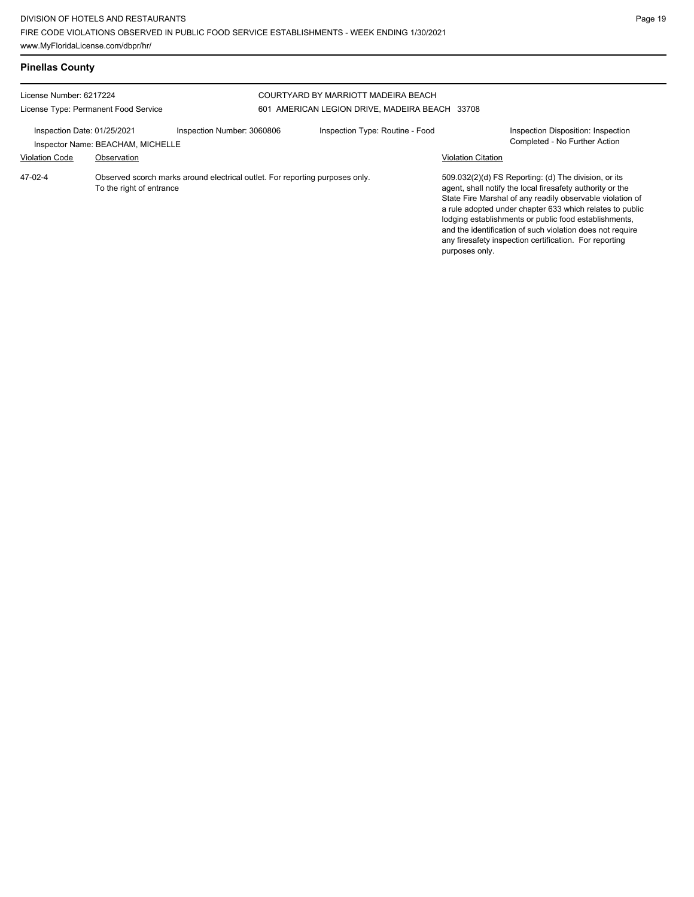## Pinellas County

License Number: 6217224
License Type: Permanent Food Service

COURTYARD BY MARRIOTT MADEIRA BEACH
601 AMERICAN LEGION DRIVE, MADEIRA BEACH 33708

Inspection Date: 01/25/2021
Inspector Name: BEACHAM, MICHELLE
Inspection Number: 3060806
Inspection Type: Routine - Food
Inspection Disposition: Inspection Completed - No Further Action

| Violation Code | Observation | Violation Citation |
|---|---|---|
| 47-02-4 | Observed scorch marks around electrical outlet. For reporting purposes only. To the right of entrance | 509.032(2)(d) FS Reporting: (d) The division, or its agent, shall notify the local firesafety authority or the State Fire Marshal of any readily observable violation of a rule adopted under chapter 633 which relates to public lodging establishments or public food establishments, and the identification of such violation does not require any firesafety inspection certification. For reporting purposes only. |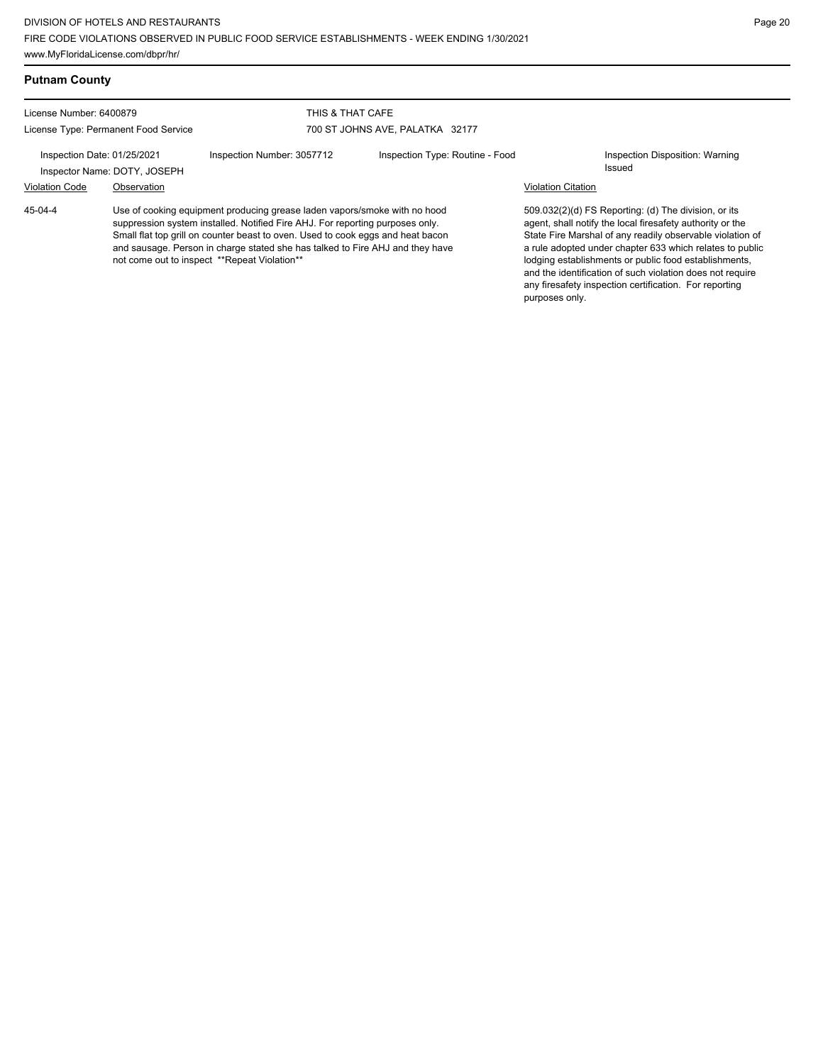## Putnam County

License Number: 6400879

License Type: Permanent Food Service

THIS & THAT CAFE

700 ST JOHNS AVE, PALATKA 32177

Inspection Date: 01/25/2021

Inspector Name: DOTY, JOSEPH

Inspection Number: 3057712

Inspection Type: Routine - Food

Inspection Disposition: Warning Issued

| Violation Code | Observation | Violation Citation |
|---|---|---|
| 45-04-4 | Use of cooking equipment producing grease laden vapors/smoke with no hood suppression system installed. Notified Fire AHJ. For reporting purposes only. Small flat top grill on counter beast to oven. Used to cook eggs and heat bacon and sausage. Person in charge stated she has talked to Fire AHJ and they have not come out to inspect **Repeat Violation** | 509.032(2)(d) FS Reporting: (d) The division, or its agent, shall notify the local firesafety authority or the State Fire Marshal of any readily observable violation of a rule adopted under chapter 633 which relates to public lodging establishments or public food establishments, and the identification of such violation does not require any firesafety inspection certification. For reporting purposes only. |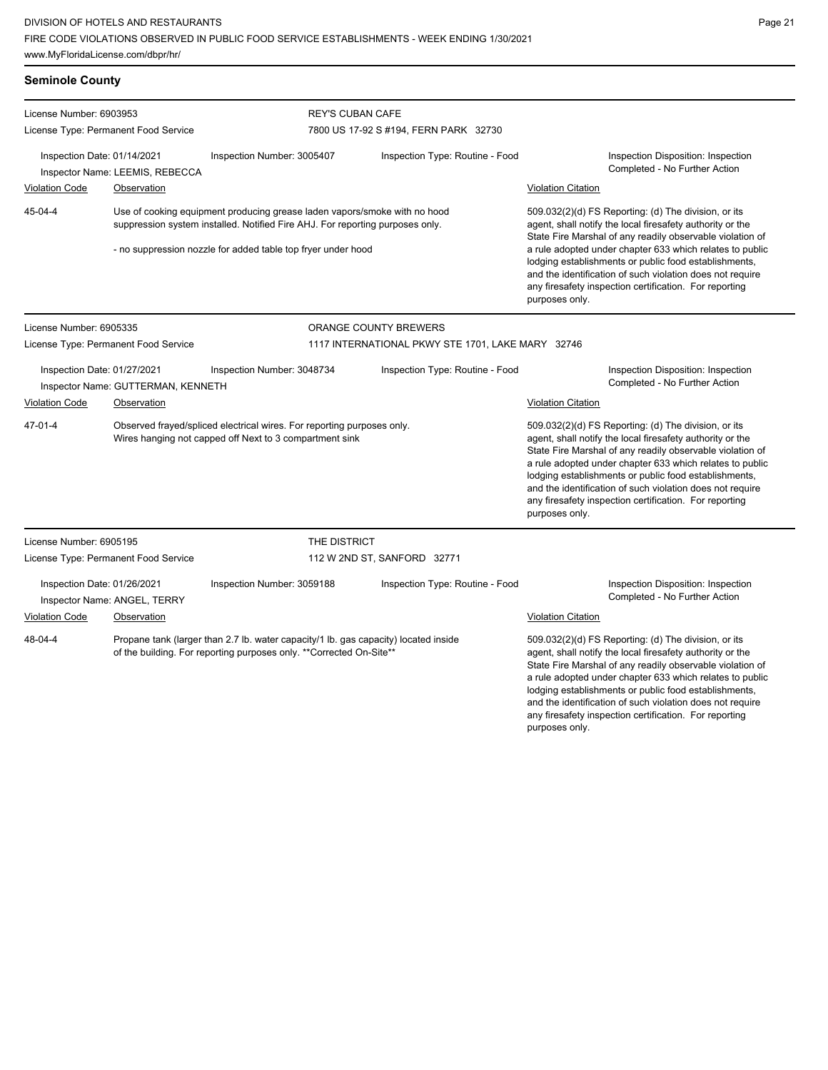## Seminole County

**License Number:** 6903953
**License Type:** Permanent Food Service

**REY'S CUBAN CAFE**
7800 US 17-92 S #194, FERN PARK 32730

**Inspection Date:** 01/14/2021
**Inspector Name:** LEEMIS, REBECCA
**Inspection Number:** 3005407
**Inspection Type:** Routine - Food
**Inspection Disposition:** Inspection Completed - No Further Action

| Violation Code | Observation | Violation Citation |
| --- | --- | --- |
| 45-04-4 | Use of cooking equipment producing grease laden vapors/smoke with no hood suppression system installed. Notified Fire AHJ. For reporting purposes only.<br><br>- no suppression nozzle for added table top fryer under hood | 509.032(2)(d) FS Reporting: (d) The division, or its agent, shall notify the local firesafety authority or the State Fire Marshal of any readily observable violation of a rule adopted under chapter 633 which relates to public lodging establishments or public food establishments, and the identification of such violation does not require any firesafety inspection certification. For reporting purposes only. |

---

**License Number:** 6905335
**License Type:** Permanent Food Service

**ORANGE COUNTY BREWERS**
1117 INTERNATIONAL PKWY STE 1701, LAKE MARY 32746

**Inspection Date:** 01/27/2021
**Inspector Name:** GUTTERMAN, KENNETH
**Inspection Number:** 3048734
**Inspection Type:** Routine - Food
**Inspection Disposition:** Inspection Completed - No Further Action

| Violation Code | Observation | Violation Citation |
| --- | --- | --- |
| 47-01-4 | Observed frayed/spliced electrical wires. For reporting purposes only.<br>Wires hanging not capped off Next to 3 compartment sink | 509.032(2)(d) FS Reporting: (d) The division, or its agent, shall notify the local firesafety authority or the State Fire Marshal of any readily observable violation of a rule adopted under chapter 633 which relates to public lodging establishments or public food establishments, and the identification of such violation does not require any firesafety inspection certification. For reporting purposes only. |

---

**License Number:** 6905195
**License Type:** Permanent Food Service

**THE DISTRICT**
112 W 2ND ST, SANFORD 32771

**Inspection Date:** 01/26/2021
**Inspector Name:** ANGEL, TERRY
**Inspection Number:** 3059188
**Inspection Type:** Routine - Food
**Inspection Disposition:** Inspection Completed - No Further Action

| Violation Code | Observation | Violation Citation |
| --- | --- | --- |
| 48-04-4 | Propane tank (larger than 2.7 lb. water capacity/1 lb. gas capacity) located inside of the building. For reporting purposes only. **Corrected On-Site** | 509.032(2)(d) FS Reporting: (d) The division, or its agent, shall notify the local firesafety authority or the State Fire Marshal of any readily observable violation of a rule adopted under chapter 633 which relates to public lodging establishments or public food establishments, and the identification of such violation does not require any firesafety inspection certification. For reporting purposes only. |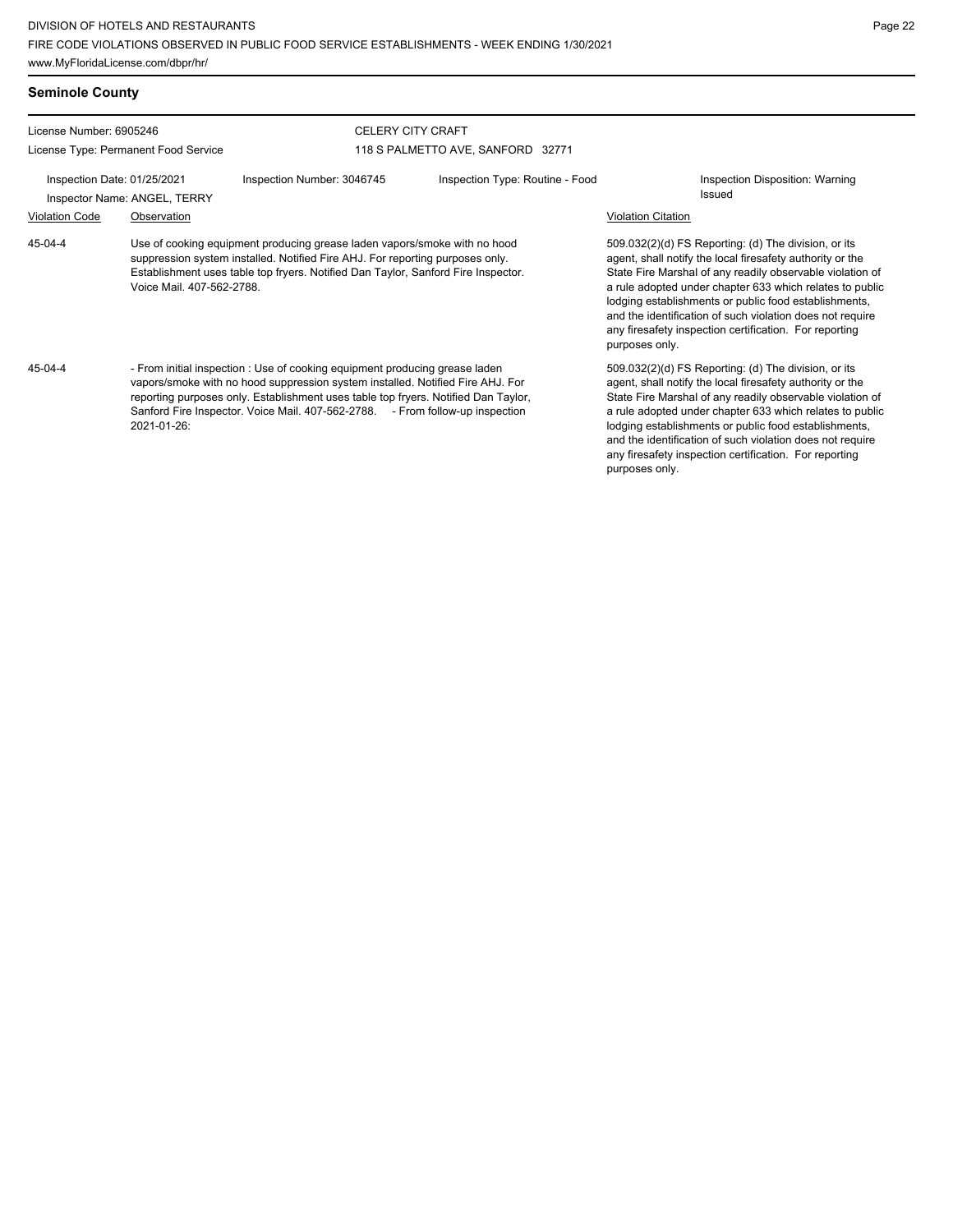## Seminole County

License Number: 6905246

License Type: Permanent Food Service

CELERY CITY CRAFT

118 S PALMETTO AVE, SANFORD 32771

Inspection Date: 01/25/2021

Inspection Number: 3046745

Inspection Type: Routine - Food

Inspection Disposition: Warning Issued

Inspector Name: ANGEL, TERRY

| Violation Code | Observation | Violation Citation |
|---|---|---|
| 45-04-4 | Use of cooking equipment producing grease laden vapors/smoke with no hood suppression system installed. Notified Fire AHJ. For reporting purposes only. Establishment uses table top fryers. Notified Dan Taylor, Sanford Fire Inspector. Voice Mail. 407-562-2788. | 509.032(2)(d) FS Reporting: (d) The division, or its agent, shall notify the local firesafety authority or the State Fire Marshal of any readily observable violation of a rule adopted under chapter 633 which relates to public lodging establishments or public food establishments, and the identification of such violation does not require any firesafety inspection certification. For reporting purposes only. |
| 45-04-4 | - From initial inspection : Use of cooking equipment producing grease laden vapors/smoke with no hood suppression system installed. Notified Fire AHJ. For reporting purposes only. Establishment uses table top fryers. Notified Dan Taylor, Sanford Fire Inspector. Voice Mail. 407-562-2788. - From follow-up inspection 2021-01-26: | 509.032(2)(d) FS Reporting: (d) The division, or its agent, shall notify the local firesafety authority or the State Fire Marshal of any readily observable violation of a rule adopted under chapter 633 which relates to public lodging establishments or public food establishments, and the identification of such violation does not require any firesafety inspection certification. For reporting purposes only. |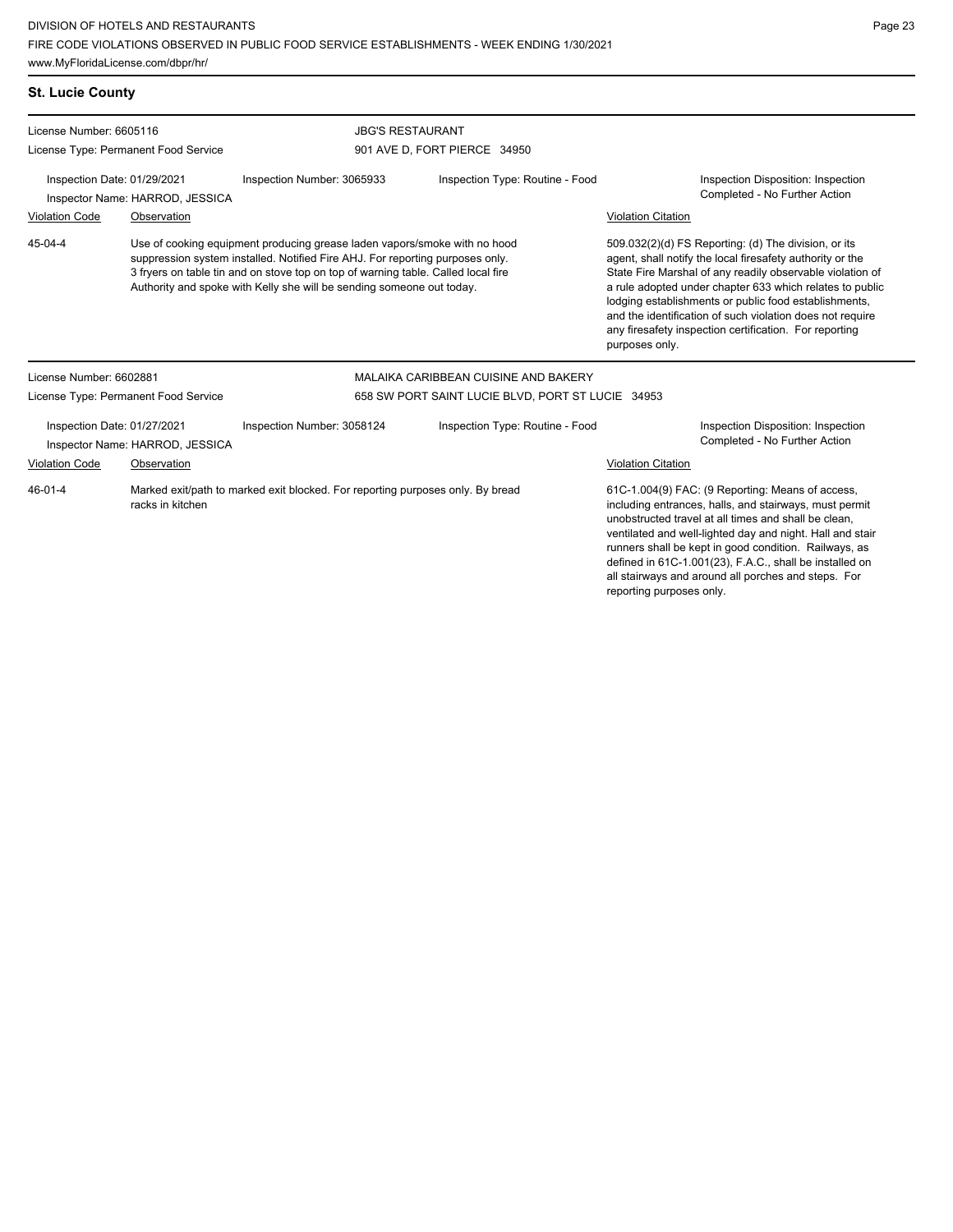## St. Lucie County

**License Number:** 6605116
**License Type:** Permanent Food Service

**JBG'S RESTAURANT**
901 AVE D, FORT PIERCE 34950

**Inspection Date:** 01/29/2021
**Inspector Name:** HARROD, JESSICA
**Inspection Number:** 3065933
**Inspection Type:** Routine - Food
**Inspection Disposition:** Inspection Completed - No Further Action

| Violation Code | Observation | Violation Citation |
| --- | --- | --- |
| 45-04-4 | Use of cooking equipment producing grease laden vapors/smoke with no hood suppression system installed. Notified Fire AHJ. For reporting purposes only. 3 fryers on table tin and on stove top on top of warning table. Called local fire Authority and spoke with Kelly she will be sending someone out today. | 509.032(2)(d) FS Reporting: (d) The division, or its agent, shall notify the local firesafety authority or the State Fire Marshal of any readily observable violation of a rule adopted under chapter 633 which relates to public lodging establishments or public food establishments, and the identification of such violation does not require any firesafety inspection certification. For reporting purposes only. |

**License Number:** 6602881
**License Type:** Permanent Food Service

**MALAIKA CARIBBEAN CUISINE AND BAKERY**
658 SW PORT SAINT LUCIE BLVD, PORT ST LUCIE 34953

**Inspection Date:** 01/27/2021
**Inspector Name:** HARROD, JESSICA
**Inspection Number:** 3058124
**Inspection Type:** Routine - Food
**Inspection Disposition:** Inspection Completed - No Further Action

| Violation Code | Observation | Violation Citation |
| --- | --- | --- |
| 46-01-4 | Marked exit/path to marked exit blocked. For reporting purposes only. By bread racks in kitchen | 61C-1.004(9) FAC: (9 Reporting: Means of access, including entrances, halls, and stairways, must permit unobstructed travel at all times and shall be clean, ventilated and well-lighted day and night. Hall and stair runners shall be kept in good condition. Railways, as defined in 61C-1.001(23), F.A.C., shall be installed on all stairways and around all porches and steps. For reporting purposes only. |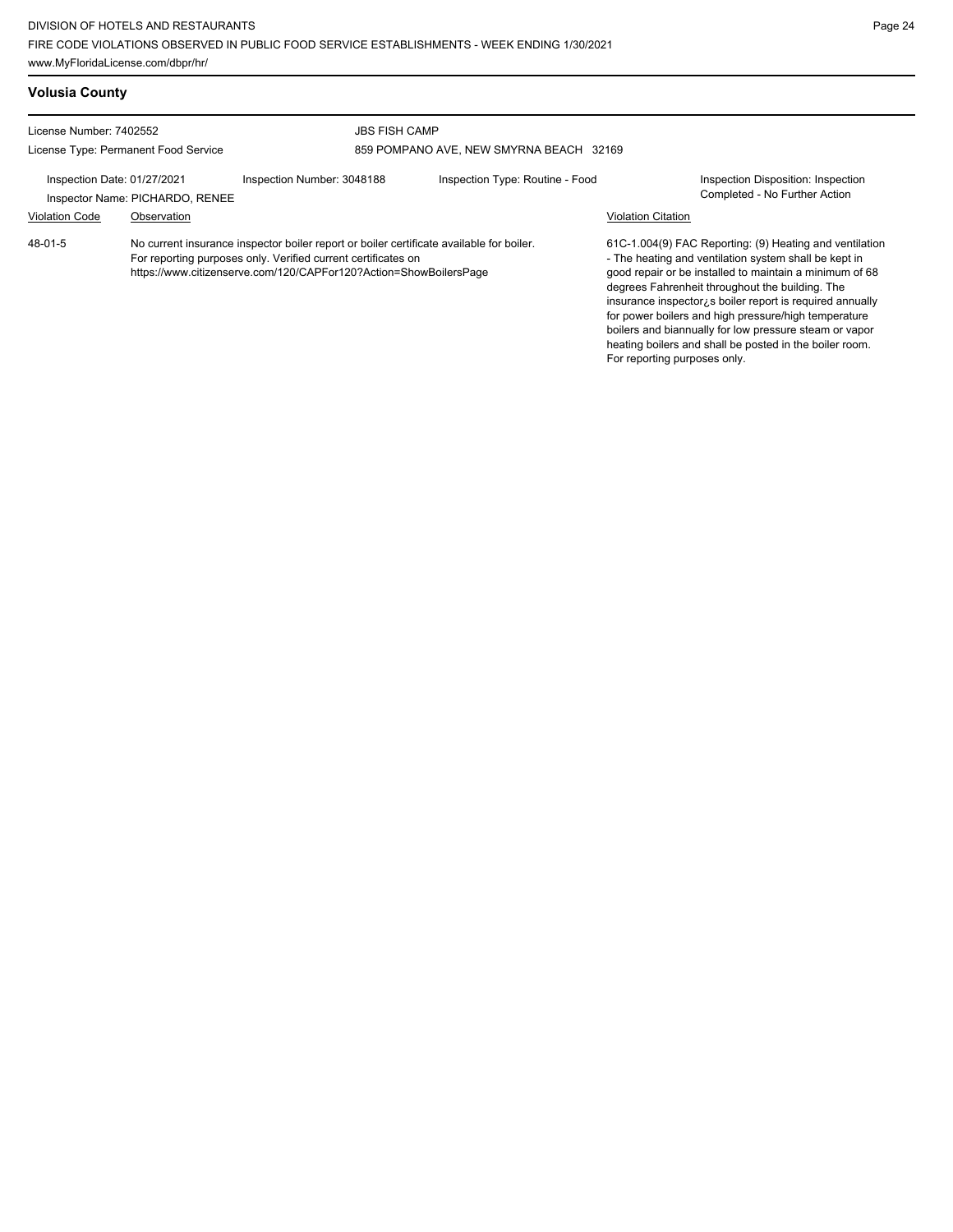## Volusia County

License Number: 7402552

License Type: Permanent Food Service

JBS FISH CAMP

859 POMPANO AVE, NEW SMYRNA BEACH 32169

Inspection Date: 01/27/2021

Inspection Number: 3048188

Inspection Type: Routine - Food

Inspection Disposition: Inspection Completed - No Further Action

Inspector Name: PICHARDO, RENEE

| Violation Code | Observation | Violation Citation |
|---|---|---|
| 48-01-5 | No current insurance inspector boiler report or boiler certificate available for boiler. For reporting purposes only. Verified current certificates on https://www.citizenserve.com/120/CAPFor120?Action=ShowBoilersPage | 61C-1.004(9) FAC Reporting: (9) Heating and ventilation - The heating and ventilation system shall be kept in good repair or be installed to maintain a minimum of 68 degrees Fahrenheit throughout the building. The insurance inspector¿s boiler report is required annually for power boilers and high pressure/high temperature boilers and biannually for low pressure steam or vapor heating boilers and shall be posted in the boiler room. For reporting purposes only. |